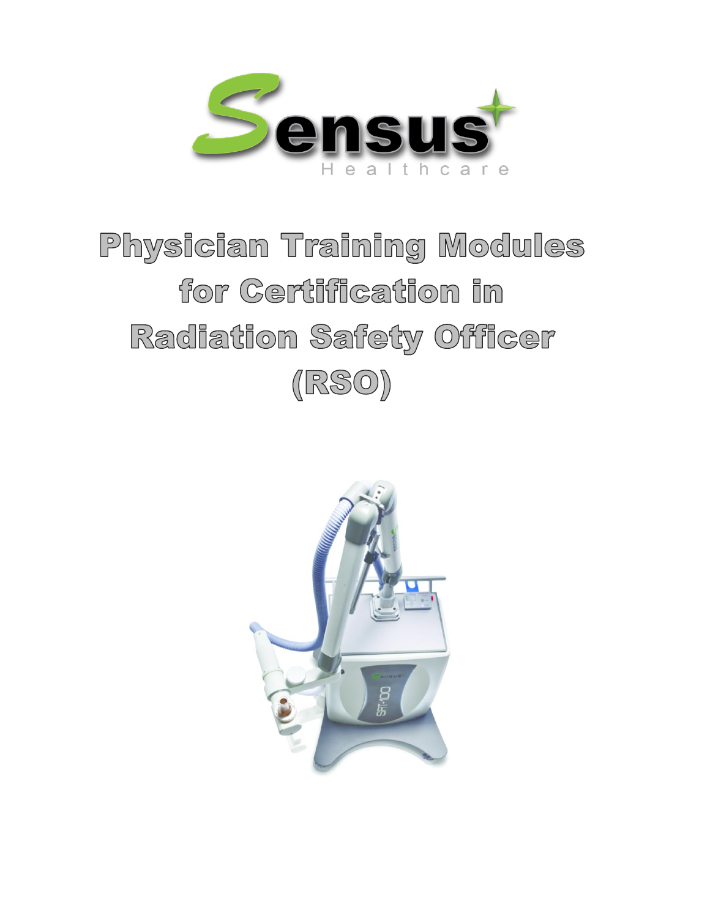Sensus Healthcare

# Physician Training Modules for Certification in Radiation Safety Officer (RSO)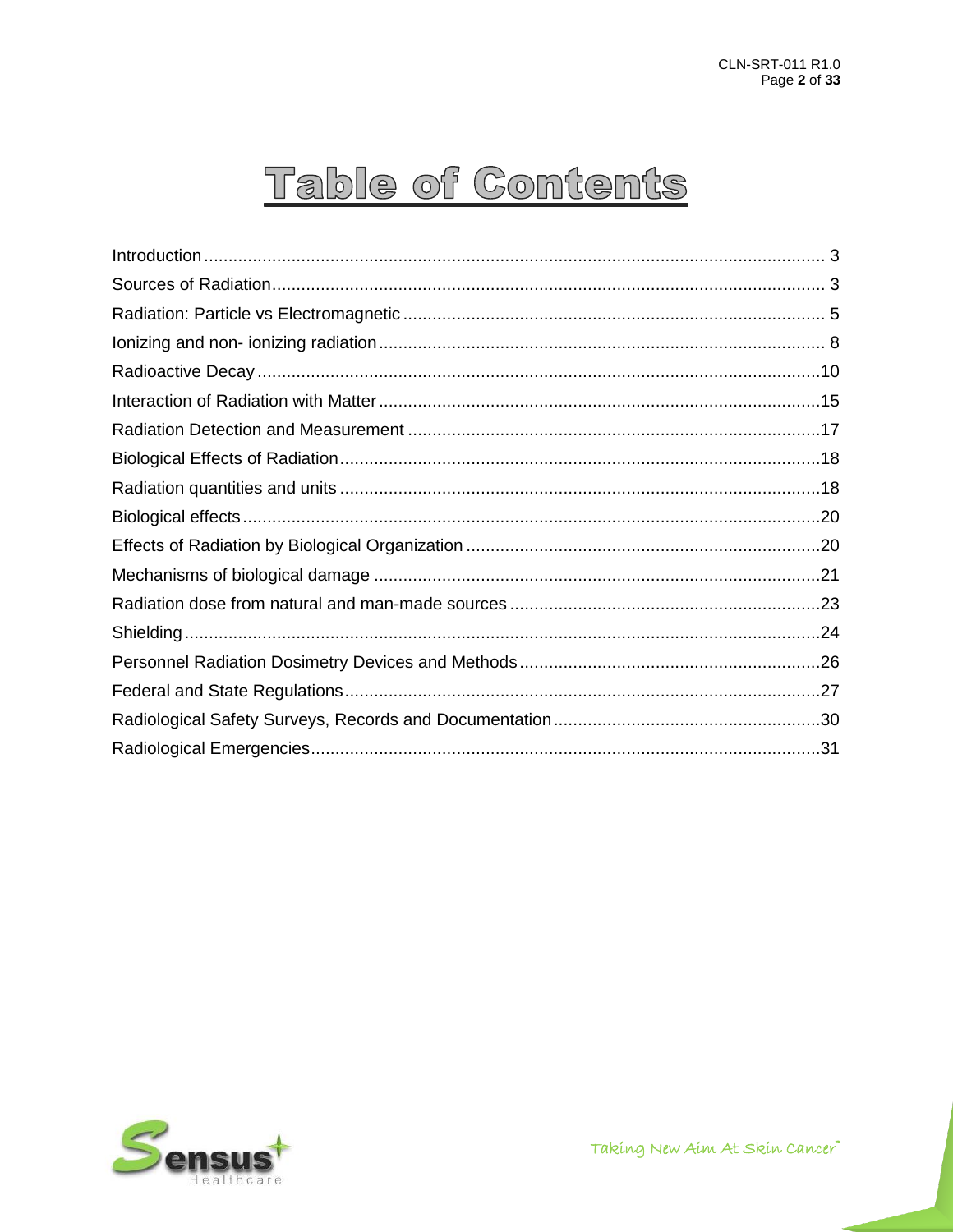# Table of Contents

Introduction ................................................................................................................ 3
Sources of Radiation.................................................................................................. 3
Radiation: Particle vs Electromagnetic ....................................................................... 5
Ionizing and non- ionizing radiation ............................................................................ 8
Radioactive Decay ....................................................................................................10
Interaction of Radiation with Matter ...........................................................................15
Radiation Detection and Measurement .....................................................................17
Biological Effects of Radiation...................................................................................18
Radiation quantities and units ...................................................................................18
Biological effects .......................................................................................................20
Effects of Radiation by Biological Organization .........................................................20
Mechanisms of biological damage ............................................................................21
Radiation dose from natural and man-made sources ................................................23
Shielding ...................................................................................................................24
Personnel Radiation Dosimetry Devices and Methods ..............................................26
Federal and State Regulations ..................................................................................27
Radiological Safety Surveys, Records and Documentation .......................................30
Radiological Emergencies.........................................................................................31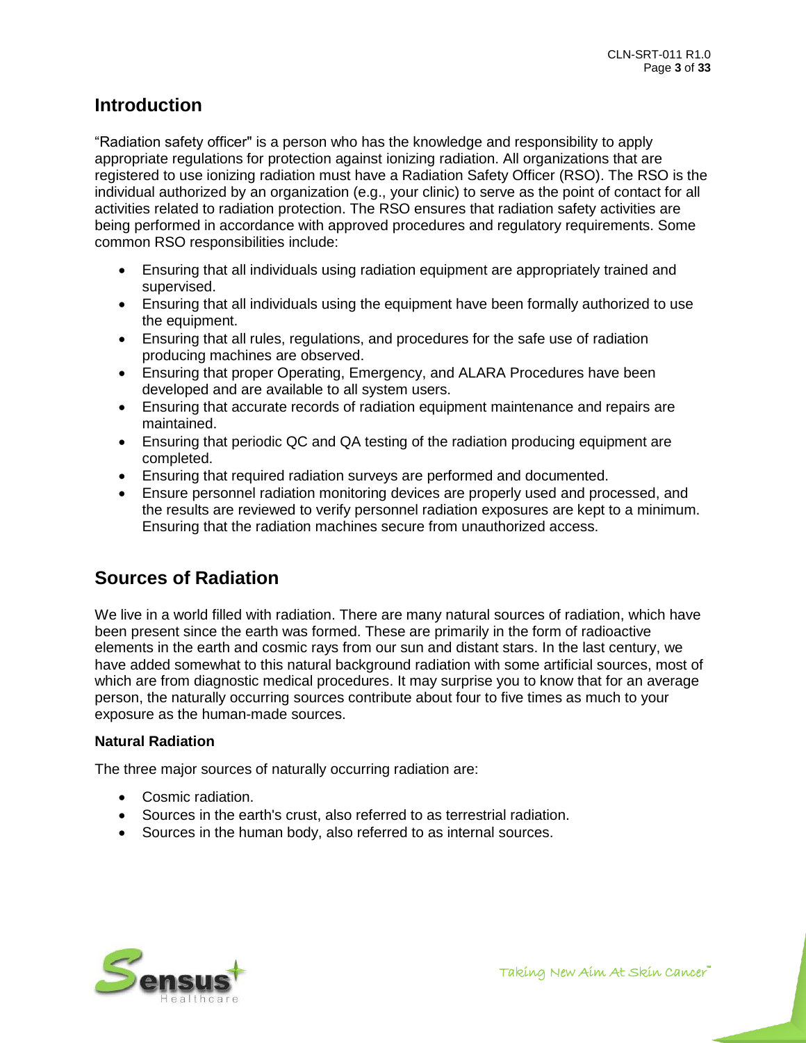## Introduction

"Radiation safety officer" is a person who has the knowledge and responsibility to apply appropriate regulations for protection against ionizing radiation. All organizations that are registered to use ionizing radiation must have a Radiation Safety Officer (RSO). The RSO is the individual authorized by an organization (e.g., your clinic) to serve as the point of contact for all activities related to radiation protection. The RSO ensures that radiation safety activities are being performed in accordance with approved procedures and regulatory requirements. Some common RSO responsibilities include:

- Ensuring that all individuals using radiation equipment are appropriately trained and supervised.
- Ensuring that all individuals using the equipment have been formally authorized to use the equipment.
- Ensuring that all rules, regulations, and procedures for the safe use of radiation producing machines are observed.
- Ensuring that proper Operating, Emergency, and ALARA Procedures have been developed and are available to all system users.
- Ensuring that accurate records of radiation equipment maintenance and repairs are maintained.
- Ensuring that periodic QC and QA testing of the radiation producing equipment are completed.
- Ensuring that required radiation surveys are performed and documented.
- Ensure personnel radiation monitoring devices are properly used and processed, and the results are reviewed to verify personnel radiation exposures are kept to a minimum. Ensuring that the radiation machines secure from unauthorized access.

## Sources of Radiation

We live in a world filled with radiation. There are many natural sources of radiation, which have been present since the earth was formed. These are primarily in the form of radioactive elements in the earth and cosmic rays from our sun and distant stars. In the last century, we have added somewhat to this natural background radiation with some artificial sources, most of which are from diagnostic medical procedures. It may surprise you to know that for an average person, the naturally occurring sources contribute about four to five times as much to your exposure as the human-made sources.

### Natural Radiation

The three major sources of naturally occurring radiation are:

- Cosmic radiation.
- Sources in the earth's crust, also referred to as terrestrial radiation.
- Sources in the human body, also referred to as internal sources.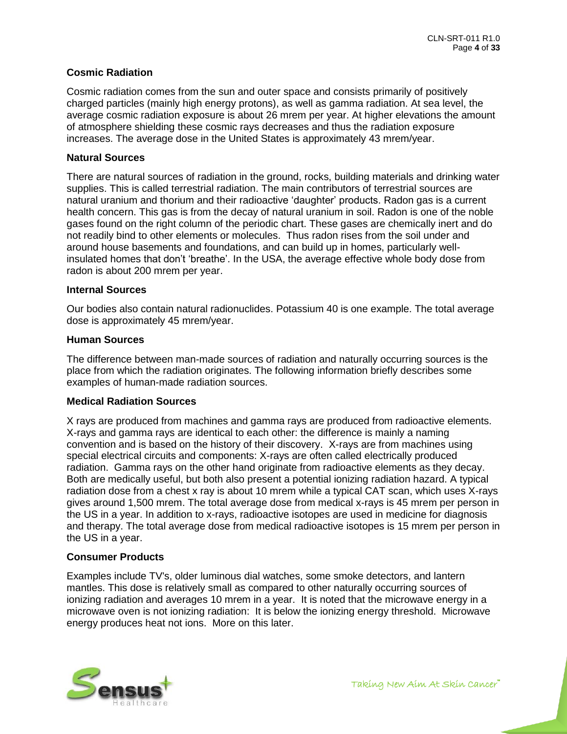### Cosmic Radiation

Cosmic radiation comes from the sun and outer space and consists primarily of positively charged particles (mainly high energy protons), as well as gamma radiation. At sea level, the average cosmic radiation exposure is about 26 mrem per year. At higher elevations the amount of atmosphere shielding these cosmic rays decreases and thus the radiation exposure increases. The average dose in the United States is approximately 43 mrem/year.

### Natural Sources

There are natural sources of radiation in the ground, rocks, building materials and drinking water supplies. This is called terrestrial radiation. The main contributors of terrestrial sources are natural uranium and thorium and their radioactive 'daughter' products. Radon gas is a current health concern. This gas is from the decay of natural uranium in soil. Radon is one of the noble gases found on the right column of the periodic chart. These gases are chemically inert and do not readily bind to other elements or molecules. Thus radon rises from the soil under and around house basements and foundations, and can build up in homes, particularly well-insulated homes that don't 'breathe'. In the USA, the average effective whole body dose from radon is about 200 mrem per year.

### Internal Sources

Our bodies also contain natural radionuclides. Potassium 40 is one example. The total average dose is approximately 45 mrem/year.

### Human Sources

The difference between man-made sources of radiation and naturally occurring sources is the place from which the radiation originates. The following information briefly describes some examples of human-made radiation sources.

### Medical Radiation Sources

X rays are produced from machines and gamma rays are produced from radioactive elements. X-rays and gamma rays are identical to each other: the difference is mainly a naming convention and is based on the history of their discovery. X-rays are from machines using special electrical circuits and components: X-rays are often called electrically produced radiation. Gamma rays on the other hand originate from radioactive elements as they decay. Both are medically useful, but both also present a potential ionizing radiation hazard. A typical radiation dose from a chest x ray is about 10 mrem while a typical CAT scan, which uses X-rays gives around 1,500 mrem. The total average dose from medical x-rays is 45 mrem per person in the US in a year. In addition to x-rays, radioactive isotopes are used in medicine for diagnosis and therapy. The total average dose from medical radioactive isotopes is 15 mrem per person in the US in a year.

### Consumer Products

Examples include TV's, older luminous dial watches, some smoke detectors, and lantern mantles. This dose is relatively small as compared to other naturally occurring sources of ionizing radiation and averages 10 mrem in a year. It is noted that the microwave energy in a microwave oven is not ionizing radiation: It is below the ionizing energy threshold. Microwave energy produces heat not ions. More on this later.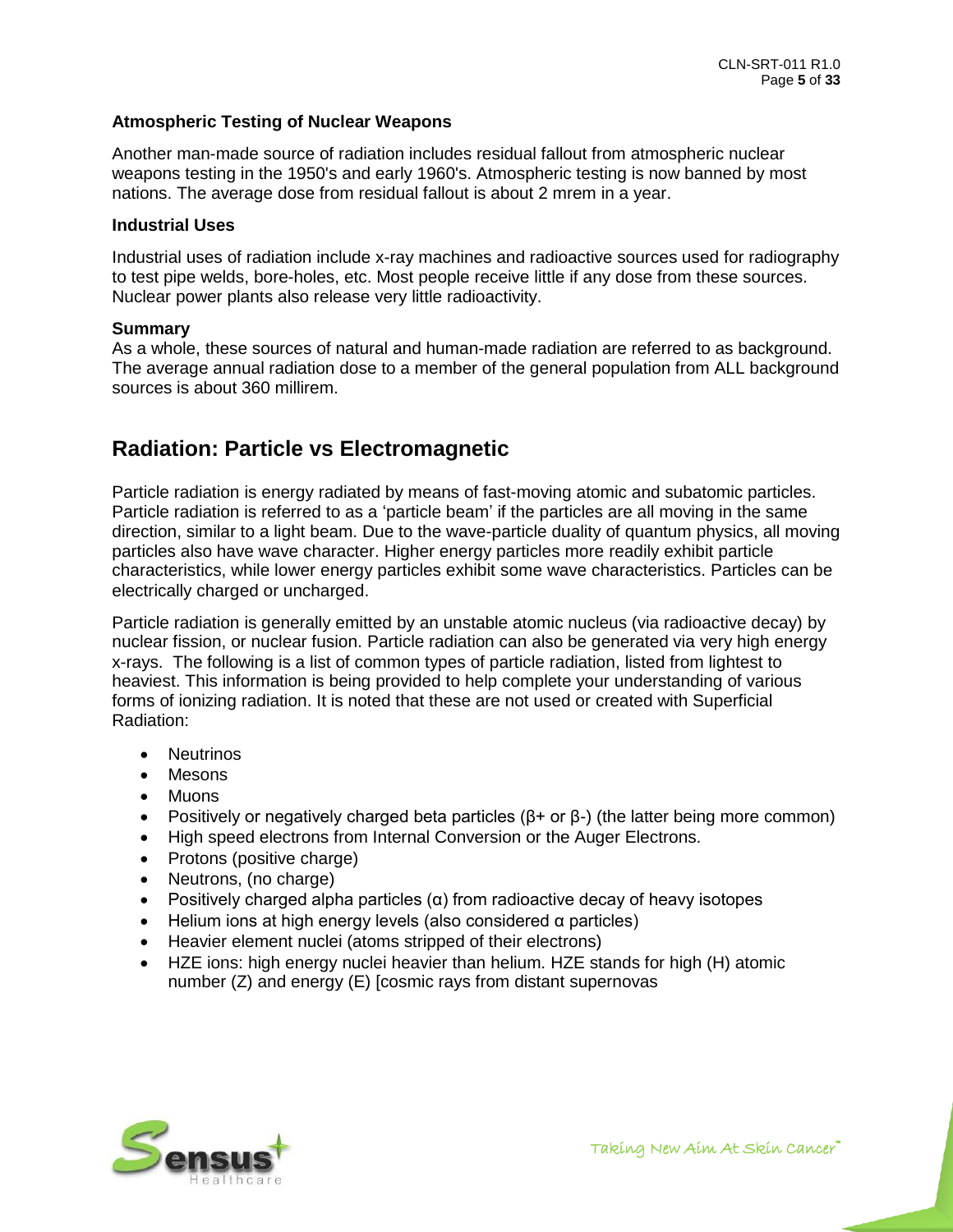### Atmospheric Testing of Nuclear Weapons

Another man-made source of radiation includes residual fallout from atmospheric nuclear weapons testing in the 1950's and early 1960's. Atmospheric testing is now banned by most nations. The average dose from residual fallout is about 2 mrem in a year.

### Industrial Uses

Industrial uses of radiation include x-ray machines and radioactive sources used for radiography to test pipe welds, bore-holes, etc. Most people receive little if any dose from these sources. Nuclear power plants also release very little radioactivity.

### Summary

As a whole, these sources of natural and human-made radiation are referred to as background. The average annual radiation dose to a member of the general population from ALL background sources is about 360 millirem.

## Radiation: Particle vs Electromagnetic

Particle radiation is energy radiated by means of fast-moving atomic and subatomic particles. Particle radiation is referred to as a 'particle beam' if the particles are all moving in the same direction, similar to a light beam. Due to the wave-particle duality of quantum physics, all moving particles also have wave character. Higher energy particles more readily exhibit particle characteristics, while lower energy particles exhibit some wave characteristics. Particles can be electrically charged or uncharged.

Particle radiation is generally emitted by an unstable atomic nucleus (via radioactive decay) by nuclear fission, or nuclear fusion. Particle radiation can also be generated via very high energy x-rays. The following is a list of common types of particle radiation, listed from lightest to heaviest. This information is being provided to help complete your understanding of various forms of ionizing radiation. It is noted that these are not used or created with Superficial Radiation:

- Neutrinos
- Mesons
- Muons
- Positively or negatively charged beta particles ($\beta+$ or $\beta-$) (the latter being more common)
- High speed electrons from Internal Conversion or the Auger Electrons.
- Protons (positive charge)
- Neutrons, (no charge)
- Positively charged alpha particles ($\alpha$) from radioactive decay of heavy isotopes
- Helium ions at high energy levels (also considered $\alpha$ particles)
- Heavier element nuclei (atoms stripped of their electrons)
- HZE ions: high energy nuclei heavier than helium. HZE stands for high (H) atomic number (Z) and energy (E) [cosmic rays from distant supernovas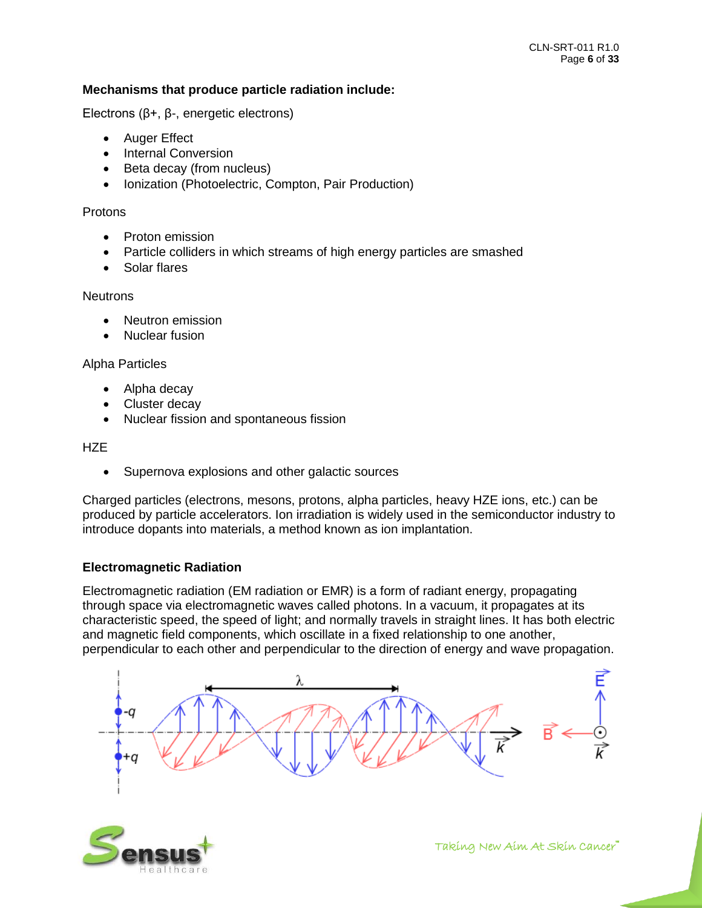**Mechanisms that produce particle radiation include:**

Electrons (β+, β-, energetic electrons)

- Auger Effect
- Internal Conversion
- Beta decay (from nucleus)
- Ionization (Photoelectric, Compton, Pair Production)

Protons

- Proton emission
- Particle colliders in which streams of high energy particles are smashed
- Solar flares

Neutrons

- Neutron emission
- Nuclear fusion

Alpha Particles

- Alpha decay
- Cluster decay
- Nuclear fission and spontaneous fission

HZE

- Supernova explosions and other galactic sources

Charged particles (electrons, mesons, protons, alpha particles, heavy HZE ions, etc.) can be produced by particle accelerators. Ion irradiation is widely used in the semiconductor industry to introduce dopants into materials, a method known as ion implantation.

**Electromagnetic Radiation**

Electromagnetic radiation (EM radiation or EMR) is a form of radiant energy, propagating through space via electromagnetic waves called photons. In a vacuum, it propagates at its characteristic speed, the speed of light; and normally travels in straight lines. It has both electric and magnetic field components, which oscillate in a fixed relationship to one another, perpendicular to each other and perpendicular to the direction of energy and wave propagation.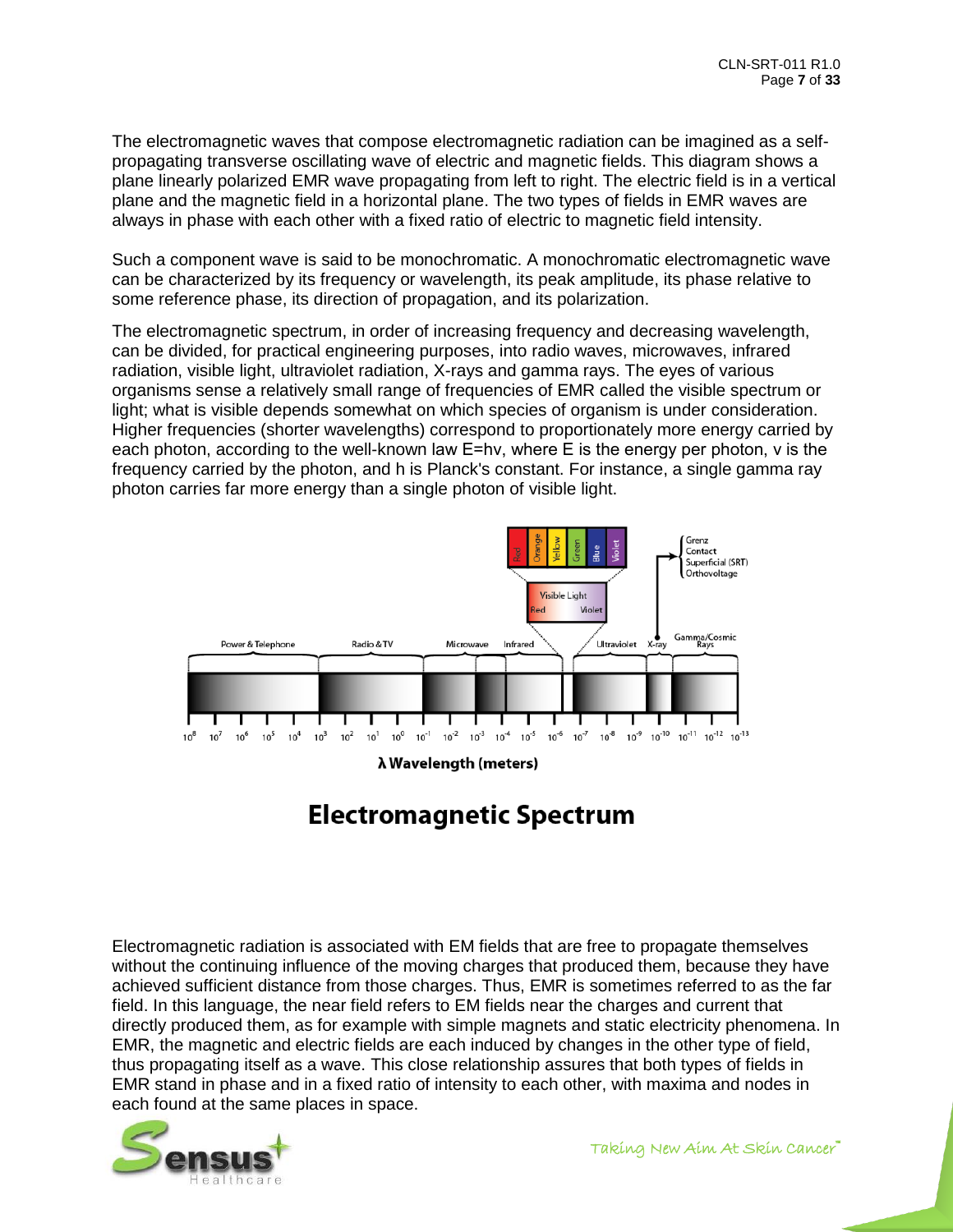The electromagnetic waves that compose electromagnetic radiation can be imagined as a self-propagating transverse oscillating wave of electric and magnetic fields. This diagram shows a plane linearly polarized EMR wave propagating from left to right. The electric field is in a vertical plane and the magnetic field in a horizontal plane. The two types of fields in EMR waves are always in phase with each other with a fixed ratio of electric to magnetic field intensity.

Such a component wave is said to be monochromatic. A monochromatic electromagnetic wave can be characterized by its frequency or wavelength, its peak amplitude, its phase relative to some reference phase, its direction of propagation, and its polarization.

The electromagnetic spectrum, in order of increasing frequency and decreasing wavelength, can be divided, for practical engineering purposes, into radio waves, microwaves, infrared radiation, visible light, ultraviolet radiation, X-rays and gamma rays. The eyes of various organisms sense a relatively small range of frequencies of EMR called the visible spectrum or light; what is visible depends somewhat on which species of organism is under consideration. Higher frequencies (shorter wavelengths) correspond to proportionately more energy carried by each photon, according to the well-known law E=hv, where E is the energy per photon, v is the frequency carried by the photon, and h is Planck's constant. For instance, a single gamma ray photon carries far more energy than a single photon of visible light.

**Electromagnetic Spectrum**

Electromagnetic radiation is associated with EM fields that are free to propagate themselves without the continuing influence of the moving charges that produced them, because they have achieved sufficient distance from those charges. Thus, EMR is sometimes referred to as the far field. In this language, the near field refers to EM fields near the charges and current that directly produced them, as for example with simple magnets and static electricity phenomena. In EMR, the magnetic and electric fields are each induced by changes in the other type of field, thus propagating itself as a wave. This close relationship assures that both types of fields in EMR stand in phase and in a fixed ratio of intensity to each other, with maxima and nodes in each found at the same places in space.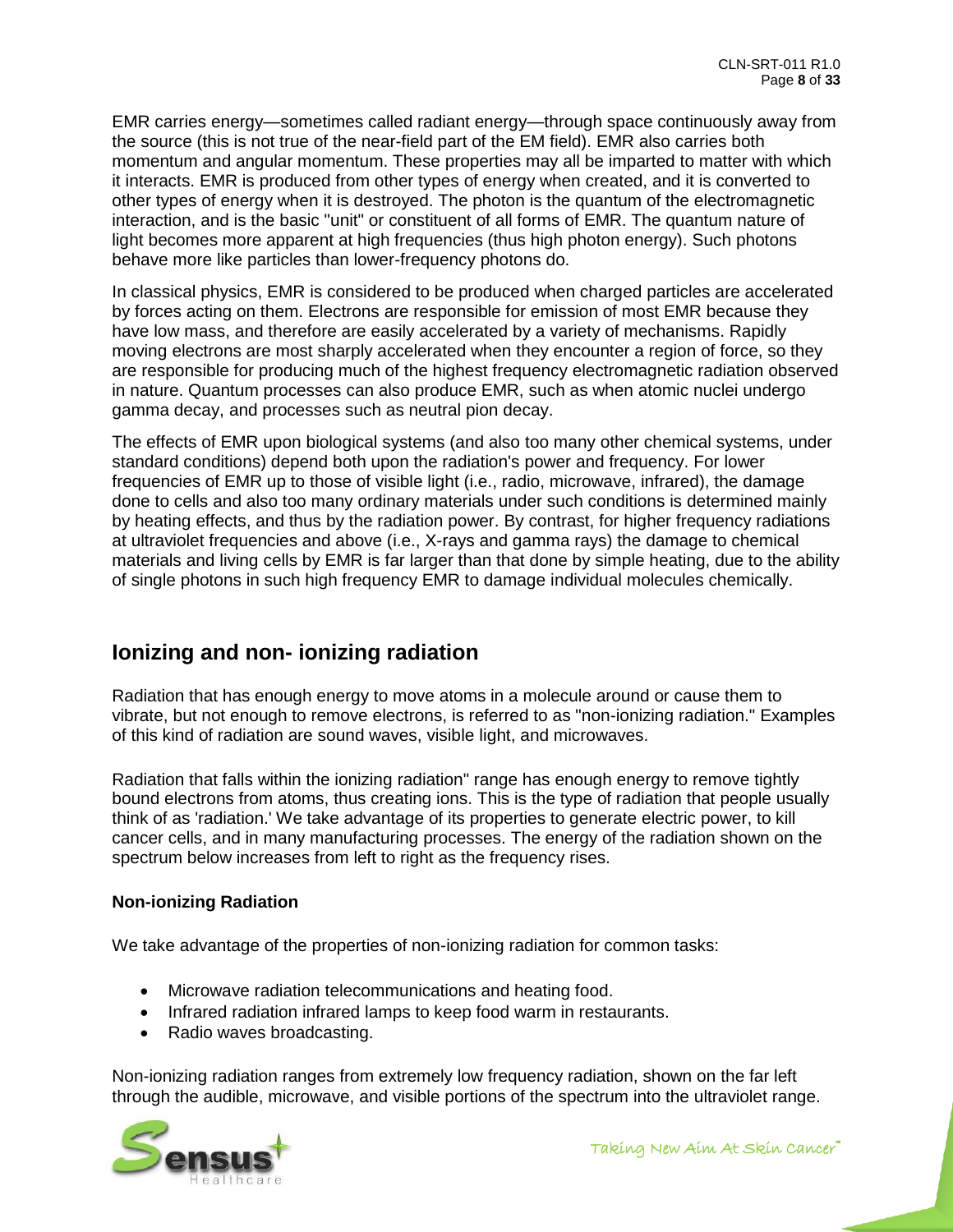EMR carries energy—sometimes called radiant energy—through space continuously away from the source (this is not true of the near-field part of the EM field). EMR also carries both momentum and angular momentum. These properties may all be imparted to matter with which it interacts. EMR is produced from other types of energy when created, and it is converted to other types of energy when it is destroyed. The photon is the quantum of the electromagnetic interaction, and is the basic "unit" or constituent of all forms of EMR. The quantum nature of light becomes more apparent at high frequencies (thus high photon energy). Such photons behave more like particles than lower-frequency photons do.

In classical physics, EMR is considered to be produced when charged particles are accelerated by forces acting on them. Electrons are responsible for emission of most EMR because they have low mass, and therefore are easily accelerated by a variety of mechanisms. Rapidly moving electrons are most sharply accelerated when they encounter a region of force, so they are responsible for producing much of the highest frequency electromagnetic radiation observed in nature. Quantum processes can also produce EMR, such as when atomic nuclei undergo gamma decay, and processes such as neutral pion decay.

The effects of EMR upon biological systems (and also too many other chemical systems, under standard conditions) depend both upon the radiation's power and frequency. For lower frequencies of EMR up to those of visible light (i.e., radio, microwave, infrared), the damage done to cells and also too many ordinary materials under such conditions is determined mainly by heating effects, and thus by the radiation power. By contrast, for higher frequency radiations at ultraviolet frequencies and above (i.e., X-rays and gamma rays) the damage to chemical materials and living cells by EMR is far larger than that done by simple heating, due to the ability of single photons in such high frequency EMR to damage individual molecules chemically.

## Ionizing and non- ionizing radiation

Radiation that has enough energy to move atoms in a molecule around or cause them to vibrate, but not enough to remove electrons, is referred to as "non-ionizing radiation." Examples of this kind of radiation are sound waves, visible light, and microwaves.

Radiation that falls within the ionizing radiation" range has enough energy to remove tightly bound electrons from atoms, thus creating ions. This is the type of radiation that people usually think of as 'radiation.' We take advantage of its properties to generate electric power, to kill cancer cells, and in many manufacturing processes. The energy of the radiation shown on the spectrum below increases from left to right as the frequency rises.

**Non-ionizing Radiation**

We take advantage of the properties of non-ionizing radiation for common tasks:

- Microwave radiation telecommunications and heating food.
- Infrared radiation infrared lamps to keep food warm in restaurants.
- Radio waves broadcasting.

Non-ionizing radiation ranges from extremely low frequency radiation, shown on the far left through the audible, microwave, and visible portions of the spectrum into the ultraviolet range.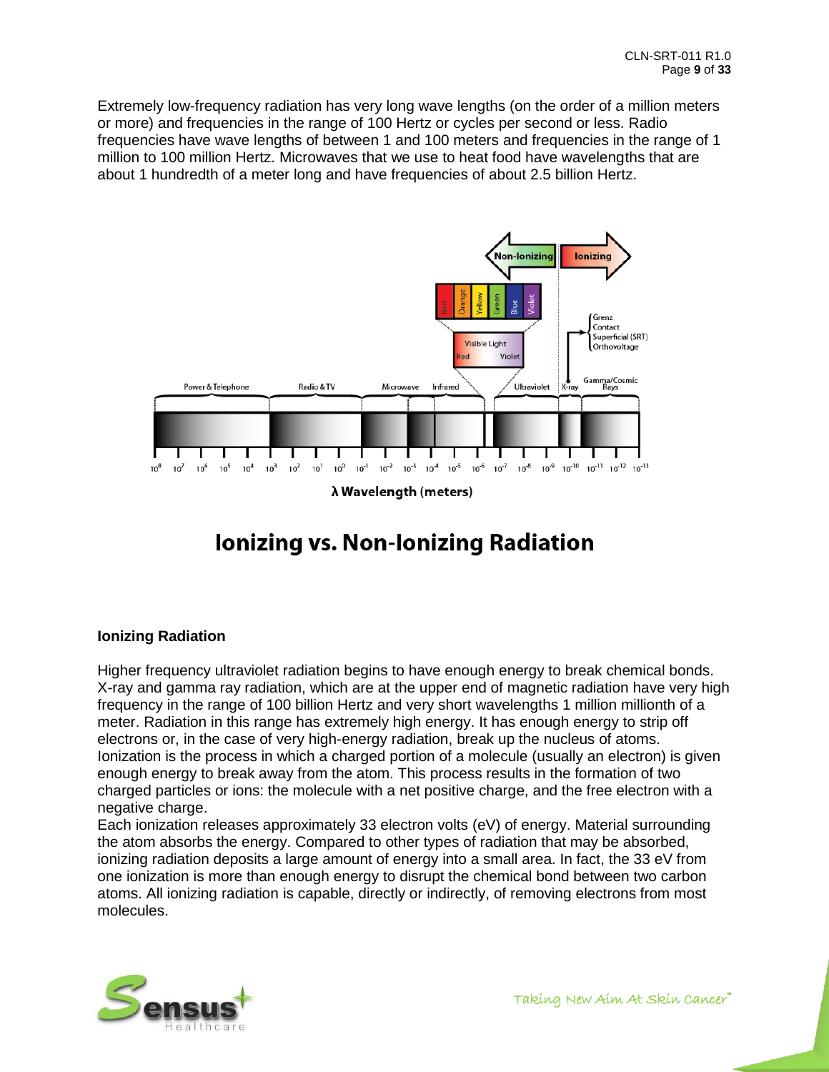Extremely low-frequency radiation has very long wave lengths (on the order of a million meters or more) and frequencies in the range of 100 Hertz or cycles per second or less. Radio frequencies have wave lengths of between 1 and 100 meters and frequencies in the range of 1 million to 100 million Hertz. Microwaves that we use to heat food have wavelengths that are about 1 hundredth of a meter long and have frequencies of about 2.5 billion Hertz.

# Ionizing vs. Non-Ionizing Radiation

### Ionizing Radiation

Higher frequency ultraviolet radiation begins to have enough energy to break chemical bonds. X-ray and gamma ray radiation, which are at the upper end of magnetic radiation have very high frequency in the range of 100 billion Hertz and very short wavelengths 1 million millionth of a meter. Radiation in this range has extremely high energy. It has enough energy to strip off electrons or, in the case of very high-energy radiation, break up the nucleus of atoms. Ionization is the process in which a charged portion of a molecule (usually an electron) is given enough energy to break away from the atom. This process results in the formation of two charged particles or ions: the molecule with a net positive charge, and the free electron with a negative charge.

Each ionization releases approximately 33 electron volts (eV) of energy. Material surrounding the atom absorbs the energy. Compared to other types of radiation that may be absorbed, ionizing radiation deposits a large amount of energy into a small area. In fact, the 33 eV from one ionization is more than enough energy to disrupt the chemical bond between two carbon atoms. All ionizing radiation is capable, directly or indirectly, of removing electrons from most molecules.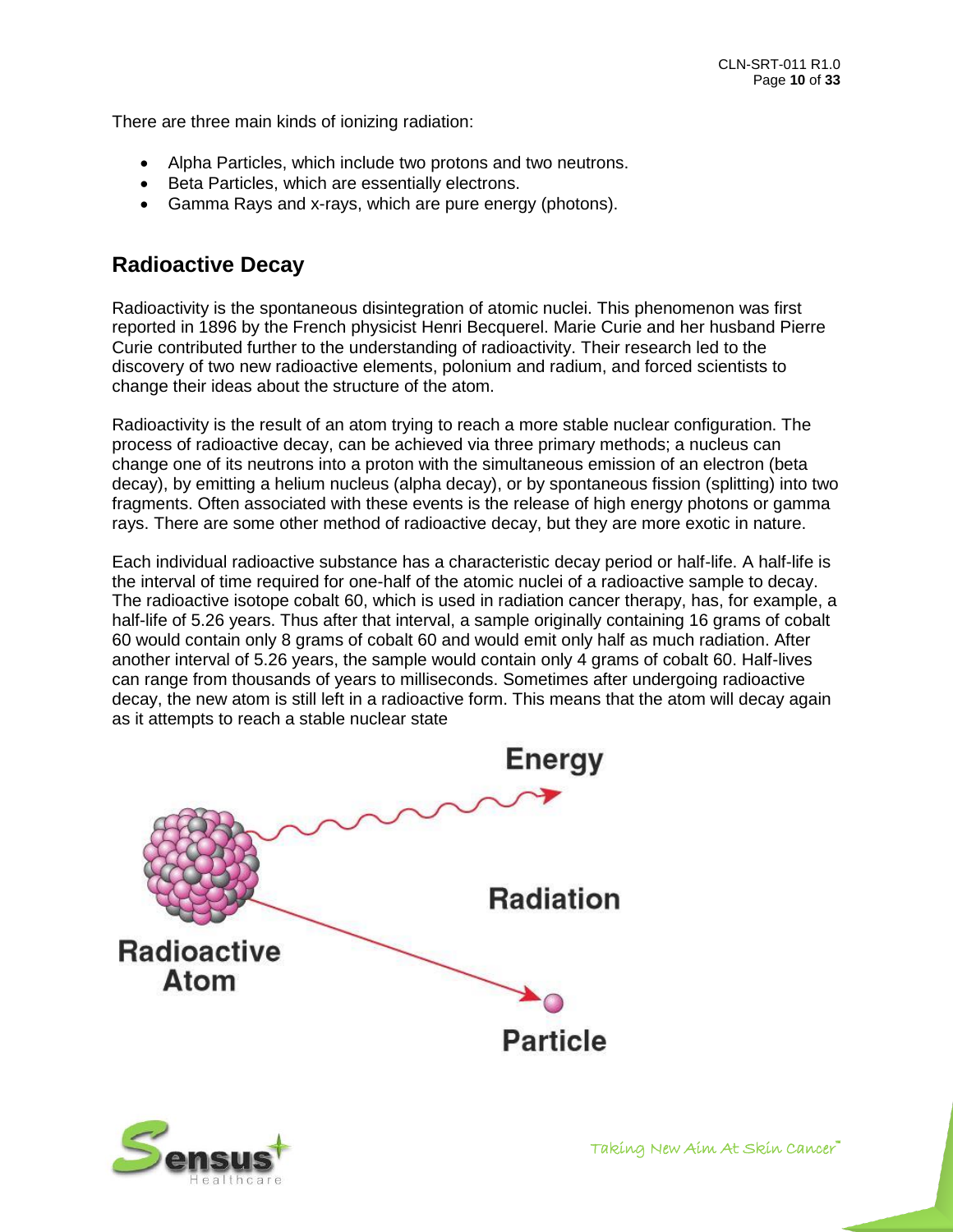There are three main kinds of ionizing radiation:

- Alpha Particles, which include two protons and two neutrons.
- Beta Particles, which are essentially electrons.
- Gamma Rays and x-rays, which are pure energy (photons).

## Radioactive Decay

Radioactivity is the spontaneous disintegration of atomic nuclei. This phenomenon was first reported in 1896 by the French physicist Henri Becquerel. Marie Curie and her husband Pierre Curie contributed further to the understanding of radioactivity. Their research led to the discovery of two new radioactive elements, polonium and radium, and forced scientists to change their ideas about the structure of the atom.

Radioactivity is the result of an atom trying to reach a more stable nuclear configuration. The process of radioactive decay, can be achieved via three primary methods; a nucleus can change one of its neutrons into a proton with the simultaneous emission of an electron (beta decay), by emitting a helium nucleus (alpha decay), or by spontaneous fission (splitting) into two fragments. Often associated with these events is the release of high energy photons or gamma rays. There are some other method of radioactive decay, but they are more exotic in nature.

Each individual radioactive substance has a characteristic decay period or half-life. A half-life is the interval of time required for one-half of the atomic nuclei of a radioactive sample to decay. The radioactive isotope cobalt 60, which is used in radiation cancer therapy, has, for example, a half-life of 5.26 years. Thus after that interval, a sample originally containing 16 grams of cobalt 60 would contain only 8 grams of cobalt 60 and would emit only half as much radiation. After another interval of 5.26 years, the sample would contain only 4 grams of cobalt 60. Half-lives can range from thousands of years to milliseconds. Sometimes after undergoing radioactive decay, the new atom is still left in a radioactive form. This means that the atom will decay again as it attempts to reach a stable nuclear state

Energy

Radiation

Radioactive Atom

Particle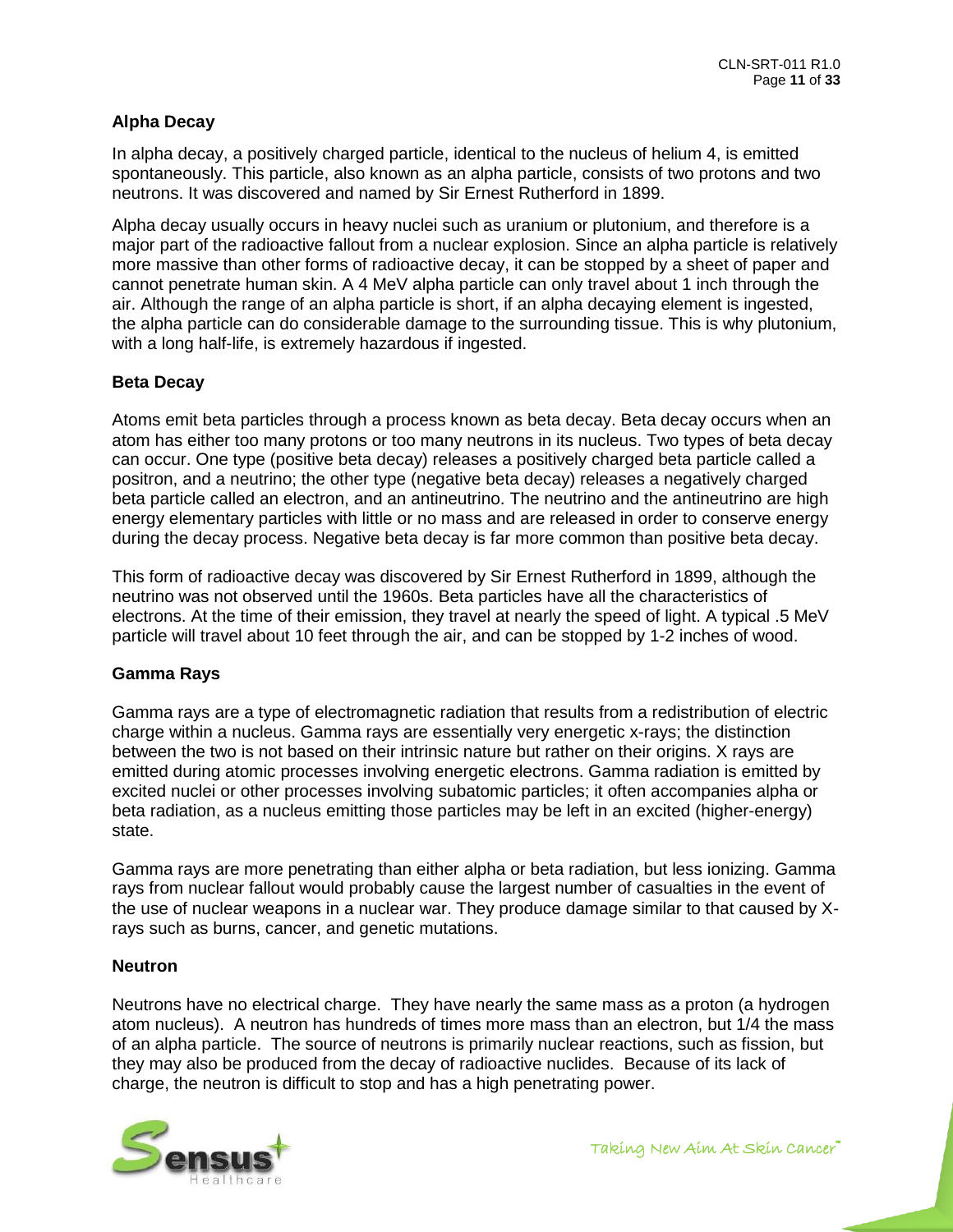### Alpha Decay

In alpha decay, a positively charged particle, identical to the nucleus of helium 4, is emitted spontaneously. This particle, also known as an alpha particle, consists of two protons and two neutrons. It was discovered and named by Sir Ernest Rutherford in 1899.

Alpha decay usually occurs in heavy nuclei such as uranium or plutonium, and therefore is a major part of the radioactive fallout from a nuclear explosion. Since an alpha particle is relatively more massive than other forms of radioactive decay, it can be stopped by a sheet of paper and cannot penetrate human skin. A 4 MeV alpha particle can only travel about 1 inch through the air. Although the range of an alpha particle is short, if an alpha decaying element is ingested, the alpha particle can do considerable damage to the surrounding tissue. This is why plutonium, with a long half-life, is extremely hazardous if ingested.

### Beta Decay

Atoms emit beta particles through a process known as beta decay. Beta decay occurs when an atom has either too many protons or too many neutrons in its nucleus. Two types of beta decay can occur. One type (positive beta decay) releases a positively charged beta particle called a positron, and a neutrino; the other type (negative beta decay) releases a negatively charged beta particle called an electron, and an antineutrino. The neutrino and the antineutrino are high energy elementary particles with little or no mass and are released in order to conserve energy during the decay process. Negative beta decay is far more common than positive beta decay.

This form of radioactive decay was discovered by Sir Ernest Rutherford in 1899, although the neutrino was not observed until the 1960s. Beta particles have all the characteristics of electrons. At the time of their emission, they travel at nearly the speed of light. A typical .5 MeV particle will travel about 10 feet through the air, and can be stopped by 1-2 inches of wood.

### Gamma Rays

Gamma rays are a type of electromagnetic radiation that results from a redistribution of electric charge within a nucleus. Gamma rays are essentially very energetic x-rays; the distinction between the two is not based on their intrinsic nature but rather on their origins. X rays are emitted during atomic processes involving energetic electrons. Gamma radiation is emitted by excited nuclei or other processes involving subatomic particles; it often accompanies alpha or beta radiation, as a nucleus emitting those particles may be left in an excited (higher-energy) state.

Gamma rays are more penetrating than either alpha or beta radiation, but less ionizing. Gamma rays from nuclear fallout would probably cause the largest number of casualties in the event of the use of nuclear weapons in a nuclear war. They produce damage similar to that caused by X-rays such as burns, cancer, and genetic mutations.

### Neutron

Neutrons have no electrical charge. They have nearly the same mass as a proton (a hydrogen atom nucleus). A neutron has hundreds of times more mass than an electron, but 1/4 the mass of an alpha particle. The source of neutrons is primarily nuclear reactions, such as fission, but they may also be produced from the decay of radioactive nuclides. Because of its lack of charge, the neutron is difficult to stop and has a high penetrating power.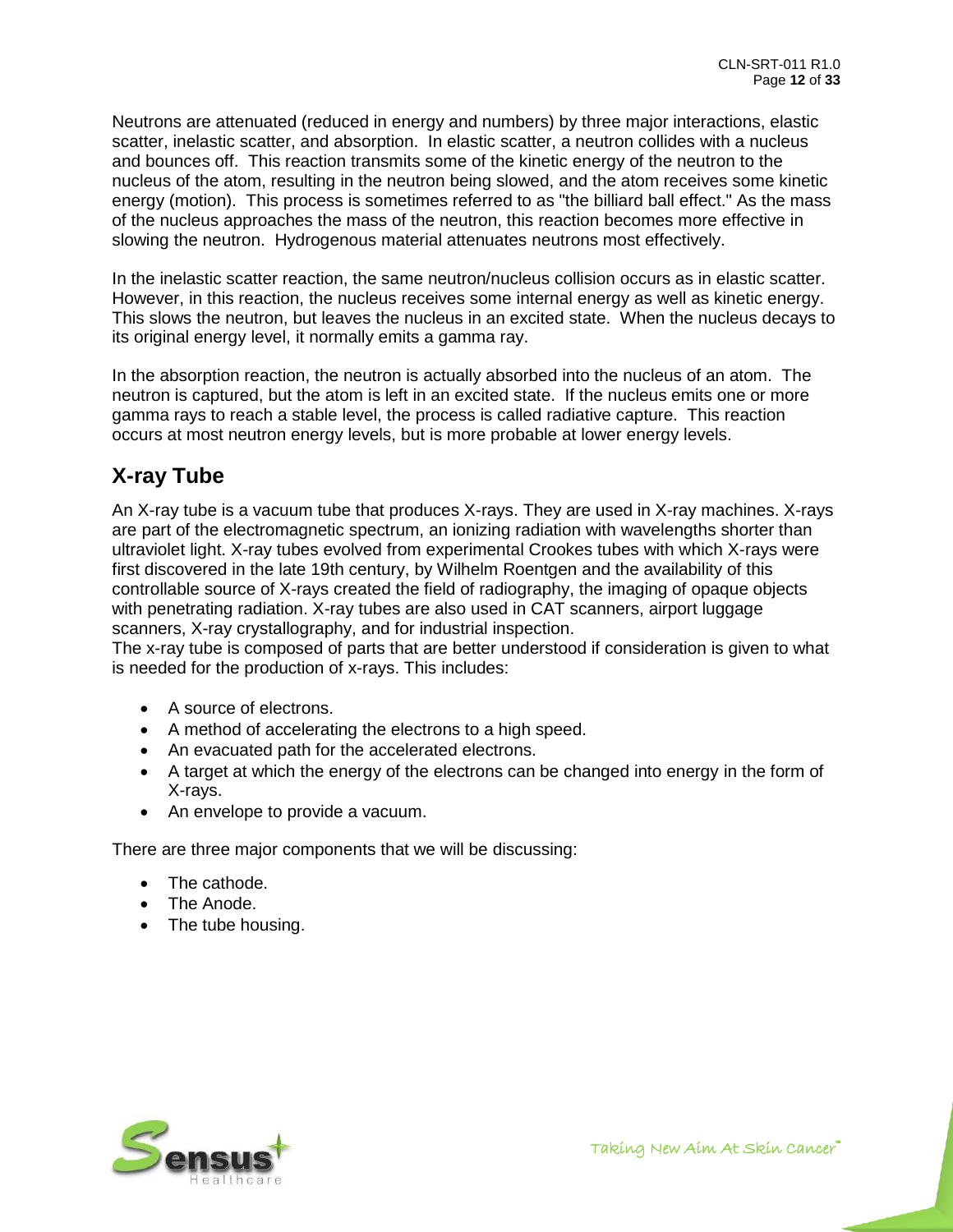Neutrons are attenuated (reduced in energy and numbers) by three major interactions, elastic scatter, inelastic scatter, and absorption. In elastic scatter, a neutron collides with a nucleus and bounces off. This reaction transmits some of the kinetic energy of the neutron to the nucleus of the atom, resulting in the neutron being slowed, and the atom receives some kinetic energy (motion). This process is sometimes referred to as "the billiard ball effect." As the mass of the nucleus approaches the mass of the neutron, this reaction becomes more effective in slowing the neutron. Hydrogenous material attenuates neutrons most effectively.

In the inelastic scatter reaction, the same neutron/nucleus collision occurs as in elastic scatter. However, in this reaction, the nucleus receives some internal energy as well as kinetic energy. This slows the neutron, but leaves the nucleus in an excited state. When the nucleus decays to its original energy level, it normally emits a gamma ray.

In the absorption reaction, the neutron is actually absorbed into the nucleus of an atom. The neutron is captured, but the atom is left in an excited state. If the nucleus emits one or more gamma rays to reach a stable level, the process is called radiative capture. This reaction occurs at most neutron energy levels, but is more probable at lower energy levels.

## X-ray Tube

An X-ray tube is a vacuum tube that produces X-rays. They are used in X-ray machines. X-rays are part of the electromagnetic spectrum, an ionizing radiation with wavelengths shorter than ultraviolet light. X-ray tubes evolved from experimental Crookes tubes with which X-rays were first discovered in the late 19th century, by Wilhelm Roentgen and the availability of this controllable source of X-rays created the field of radiography, the imaging of opaque objects with penetrating radiation. X-ray tubes are also used in CAT scanners, airport luggage scanners, X-ray crystallography, and for industrial inspection.
The x-ray tube is composed of parts that are better understood if consideration is given to what is needed for the production of x-rays. This includes:

- A source of electrons.
- A method of accelerating the electrons to a high speed.
- An evacuated path for the accelerated electrons.
- A target at which the energy of the electrons can be changed into energy in the form of X-rays.
- An envelope to provide a vacuum.

There are three major components that we will be discussing:

- The cathode.
- The Anode.
- The tube housing.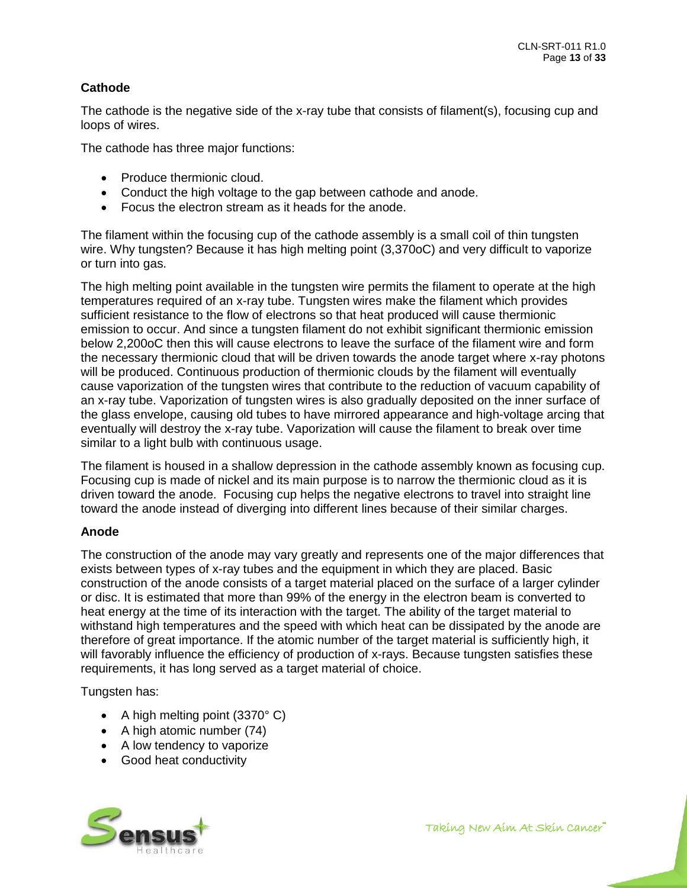### Cathode

The cathode is the negative side of the x-ray tube that consists of filament(s), focusing cup and loops of wires.

The cathode has three major functions:

- Produce thermionic cloud.
- Conduct the high voltage to the gap between cathode and anode.
- Focus the electron stream as it heads for the anode.

The filament within the focusing cup of the cathode assembly is a small coil of thin tungsten wire. Why tungsten? Because it has high melting point (3,370oC) and very difficult to vaporize or turn into gas.

The high melting point available in the tungsten wire permits the filament to operate at the high temperatures required of an x-ray tube. Tungsten wires make the filament which provides sufficient resistance to the flow of electrons so that heat produced will cause thermionic emission to occur. And since a tungsten filament do not exhibit significant thermionic emission below 2,200oC then this will cause electrons to leave the surface of the filament wire and form the necessary thermionic cloud that will be driven towards the anode target where x-ray photons will be produced. Continuous production of thermionic clouds by the filament will eventually cause vaporization of the tungsten wires that contribute to the reduction of vacuum capability of an x-ray tube. Vaporization of tungsten wires is also gradually deposited on the inner surface of the glass envelope, causing old tubes to have mirrored appearance and high-voltage arcing that eventually will destroy the x-ray tube. Vaporization will cause the filament to break over time similar to a light bulb with continuous usage.

The filament is housed in a shallow depression in the cathode assembly known as focusing cup. Focusing cup is made of nickel and its main purpose is to narrow the thermionic cloud as it is driven toward the anode. Focusing cup helps the negative electrons to travel into straight line toward the anode instead of diverging into different lines because of their similar charges.

### Anode

The construction of the anode may vary greatly and represents one of the major differences that exists between types of x-ray tubes and the equipment in which they are placed. Basic construction of the anode consists of a target material placed on the surface of a larger cylinder or disc. It is estimated that more than 99% of the energy in the electron beam is converted to heat energy at the time of its interaction with the target. The ability of the target material to withstand high temperatures and the speed with which heat can be dissipated by the anode are therefore of great importance. If the atomic number of the target material is sufficiently high, it will favorably influence the efficiency of production of x-rays. Because tungsten satisfies these requirements, it has long served as a target material of choice.

Tungsten has:

- A high melting point (3370° C)
- A high atomic number (74)
- A low tendency to vaporize
- Good heat conductivity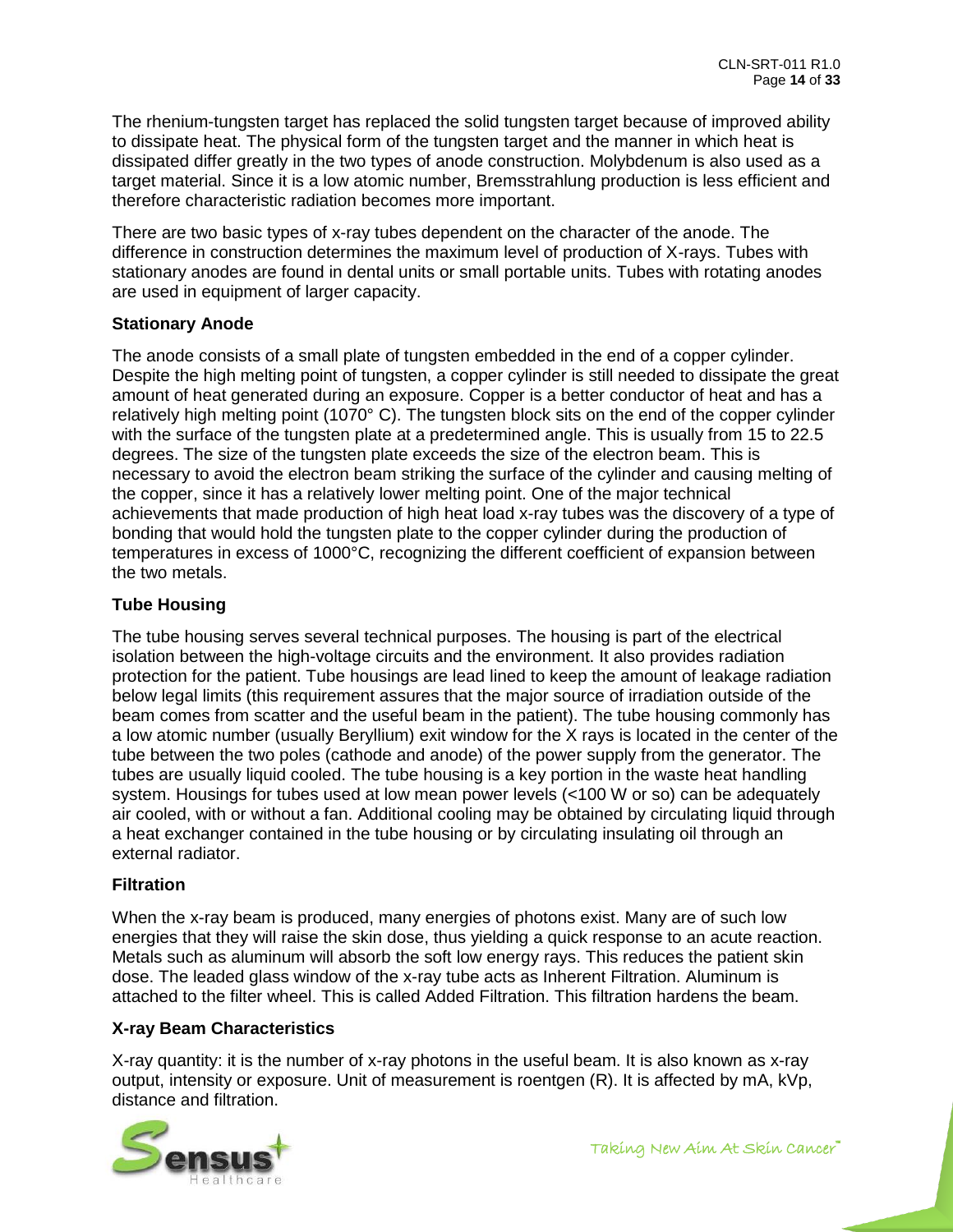The rhenium-tungsten target has replaced the solid tungsten target because of improved ability to dissipate heat. The physical form of the tungsten target and the manner in which heat is dissipated differ greatly in the two types of anode construction. Molybdenum is also used as a target material. Since it is a low atomic number, Bremsstrahlung production is less efficient and therefore characteristic radiation becomes more important.

There are two basic types of x-ray tubes dependent on the character of the anode. The difference in construction determines the maximum level of production of X-rays. Tubes with stationary anodes are found in dental units or small portable units. Tubes with rotating anodes are used in equipment of larger capacity.

**Stationary Anode**

The anode consists of a small plate of tungsten embedded in the end of a copper cylinder. Despite the high melting point of tungsten, a copper cylinder is still needed to dissipate the great amount of heat generated during an exposure. Copper is a better conductor of heat and has a relatively high melting point (1070° C). The tungsten block sits on the end of the copper cylinder with the surface of the tungsten plate at a predetermined angle. This is usually from 15 to 22.5 degrees. The size of the tungsten plate exceeds the size of the electron beam. This is necessary to avoid the electron beam striking the surface of the cylinder and causing melting of the copper, since it has a relatively lower melting point. One of the major technical achievements that made production of high heat load x-ray tubes was the discovery of a type of bonding that would hold the tungsten plate to the copper cylinder during the production of temperatures in excess of 1000°C, recognizing the different coefficient of expansion between the two metals.

**Tube Housing**

The tube housing serves several technical purposes. The housing is part of the electrical isolation between the high-voltage circuits and the environment. It also provides radiation protection for the patient. Tube housings are lead lined to keep the amount of leakage radiation below legal limits (this requirement assures that the major source of irradiation outside of the beam comes from scatter and the useful beam in the patient). The tube housing commonly has a low atomic number (usually Beryllium) exit window for the X rays is located in the center of the tube between the two poles (cathode and anode) of the power supply from the generator. The tubes are usually liquid cooled. The tube housing is a key portion in the waste heat handling system. Housings for tubes used at low mean power levels (<100 W or so) can be adequately air cooled, with or without a fan. Additional cooling may be obtained by circulating liquid through a heat exchanger contained in the tube housing or by circulating insulating oil through an external radiator.

**Filtration**

When the x-ray beam is produced, many energies of photons exist. Many are of such low energies that they will raise the skin dose, thus yielding a quick response to an acute reaction. Metals such as aluminum will absorb the soft low energy rays. This reduces the patient skin dose. The leaded glass window of the x-ray tube acts as Inherent Filtration. Aluminum is attached to the filter wheel. This is called Added Filtration. This filtration hardens the beam.

**X-ray Beam Characteristics**

X-ray quantity: it is the number of x-ray photons in the useful beam. It is also known as x-ray output, intensity or exposure. Unit of measurement is roentgen (R). It is affected by mA, kVp, distance and filtration.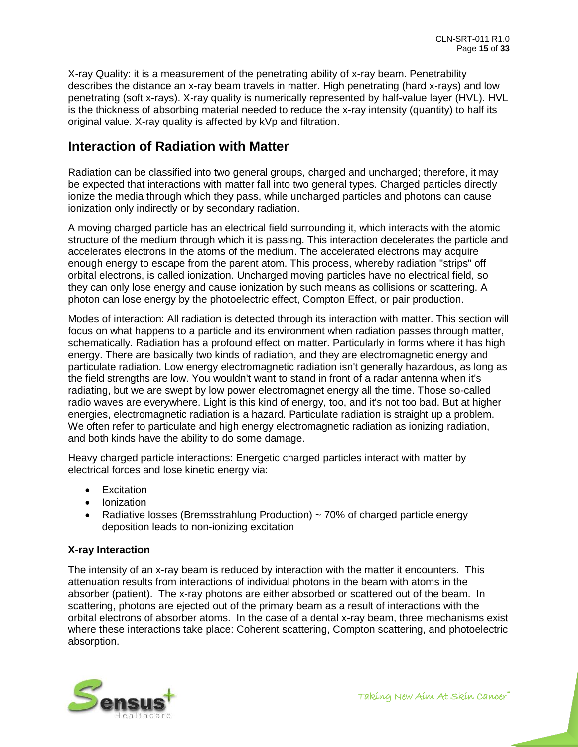X-ray Quality: it is a measurement of the penetrating ability of x-ray beam. Penetrability describes the distance an x-ray beam travels in matter. High penetrating (hard x-rays) and low penetrating (soft x-rays). X-ray quality is numerically represented by half-value layer (HVL). HVL is the thickness of absorbing material needed to reduce the x-ray intensity (quantity) to half its original value. X-ray quality is affected by kVp and filtration.

## Interaction of Radiation with Matter

Radiation can be classified into two general groups, charged and uncharged; therefore, it may be expected that interactions with matter fall into two general types. Charged particles directly ionize the media through which they pass, while uncharged particles and photons can cause ionization only indirectly or by secondary radiation.

A moving charged particle has an electrical field surrounding it, which interacts with the atomic structure of the medium through which it is passing. This interaction decelerates the particle and accelerates electrons in the atoms of the medium. The accelerated electrons may acquire enough energy to escape from the parent atom. This process, whereby radiation "strips" off orbital electrons, is called ionization. Uncharged moving particles have no electrical field, so they can only lose energy and cause ionization by such means as collisions or scattering. A photon can lose energy by the photoelectric effect, Compton Effect, or pair production.

Modes of interaction: All radiation is detected through its interaction with matter. This section will focus on what happens to a particle and its environment when radiation passes through matter, schematically. Radiation has a profound effect on matter. Particularly in forms where it has high energy. There are basically two kinds of radiation, and they are electromagnetic energy and particulate radiation. Low energy electromagnetic radiation isn't generally hazardous, as long as the field strengths are low. You wouldn't want to stand in front of a radar antenna when it's radiating, but we are swept by low power electromagnet energy all the time. Those so-called radio waves are everywhere. Light is this kind of energy, too, and it's not too bad. But at higher energies, electromagnetic radiation is a hazard. Particulate radiation is straight up a problem. We often refer to particulate and high energy electromagnetic radiation as ionizing radiation, and both kinds have the ability to do some damage.

Heavy charged particle interactions: Energetic charged particles interact with matter by electrical forces and lose kinetic energy via:

- Excitation
- Ionization
- Radiative losses (Bremsstrahlung Production) ~ 70% of charged particle energy deposition leads to non-ionizing excitation

**X-ray Interaction**

The intensity of an x-ray beam is reduced by interaction with the matter it encounters. This attenuation results from interactions of individual photons in the beam with atoms in the absorber (patient). The x-ray photons are either absorbed or scattered out of the beam. In scattering, photons are ejected out of the primary beam as a result of interactions with the orbital electrons of absorber atoms. In the case of a dental x-ray beam, three mechanisms exist where these interactions take place: Coherent scattering, Compton scattering, and photoelectric absorption.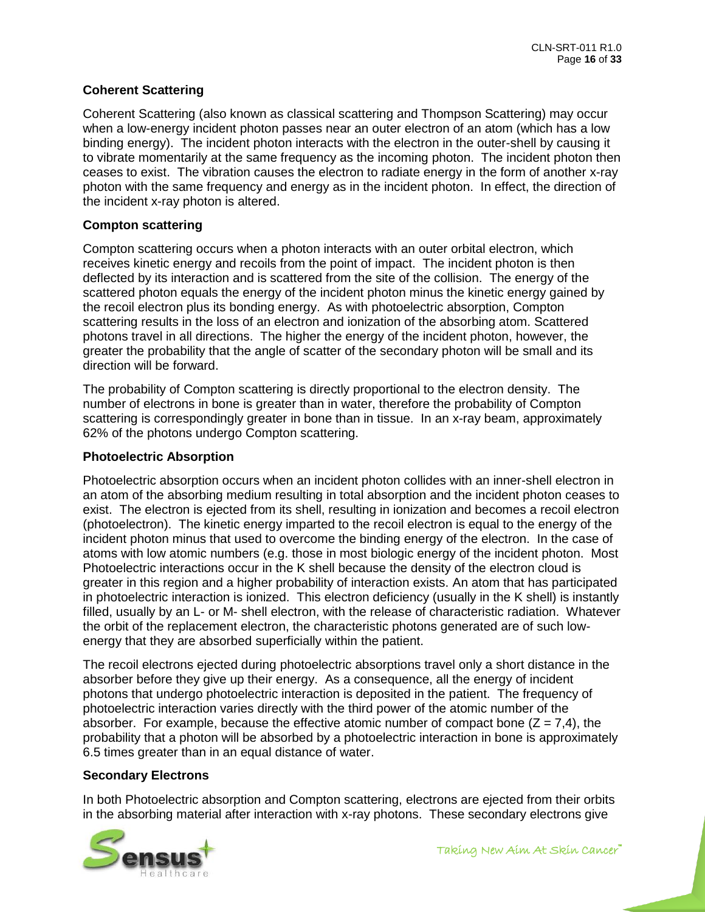**Coherent Scattering**

Coherent Scattering (also known as classical scattering and Thompson Scattering) may occur when a low-energy incident photon passes near an outer electron of an atom (which has a low binding energy). The incident photon interacts with the electron in the outer-shell by causing it to vibrate momentarily at the same frequency as the incoming photon. The incident photon then ceases to exist. The vibration causes the electron to radiate energy in the form of another x-ray photon with the same frequency and energy as in the incident photon. In effect, the direction of the incident x-ray photon is altered.

**Compton scattering**

Compton scattering occurs when a photon interacts with an outer orbital electron, which receives kinetic energy and recoils from the point of impact. The incident photon is then deflected by its interaction and is scattered from the site of the collision. The energy of the scattered photon equals the energy of the incident photon minus the kinetic energy gained by the recoil electron plus its bonding energy. As with photoelectric absorption, Compton scattering results in the loss of an electron and ionization of the absorbing atom. Scattered photons travel in all directions. The higher the energy of the incident photon, however, the greater the probability that the angle of scatter of the secondary photon will be small and its direction will be forward.

The probability of Compton scattering is directly proportional to the electron density. The number of electrons in bone is greater than in water, therefore the probability of Compton scattering is correspondingly greater in bone than in tissue. In an x-ray beam, approximately 62% of the photons undergo Compton scattering.

**Photoelectric Absorption**

Photoelectric absorption occurs when an incident photon collides with an inner-shell electron in an atom of the absorbing medium resulting in total absorption and the incident photon ceases to exist. The electron is ejected from its shell, resulting in ionization and becomes a recoil electron (photoelectron). The kinetic energy imparted to the recoil electron is equal to the energy of the incident photon minus that used to overcome the binding energy of the electron. In the case of atoms with low atomic numbers (e.g. those in most biologic energy of the incident photon. Most Photoelectric interactions occur in the K shell because the density of the electron cloud is greater in this region and a higher probability of interaction exists. An atom that has participated in photoelectric interaction is ionized. This electron deficiency (usually in the K shell) is instantly filled, usually by an L- or M- shell electron, with the release of characteristic radiation. Whatever the orbit of the replacement electron, the characteristic photons generated are of such low-energy that they are absorbed superficially within the patient.

The recoil electrons ejected during photoelectric absorptions travel only a short distance in the absorber before they give up their energy. As a consequence, all the energy of incident photons that undergo photoelectric interaction is deposited in the patient. The frequency of photoelectric interaction varies directly with the third power of the atomic number of the absorber. For example, because the effective atomic number of compact bone ($Z = 7{,}4$), the probability that a photon will be absorbed by a photoelectric interaction in bone is approximately 6.5 times greater than in an equal distance of water.

**Secondary Electrons**

In both Photoelectric absorption and Compton scattering, electrons are ejected from their orbits in the absorbing material after interaction with x-ray photons. These secondary electrons give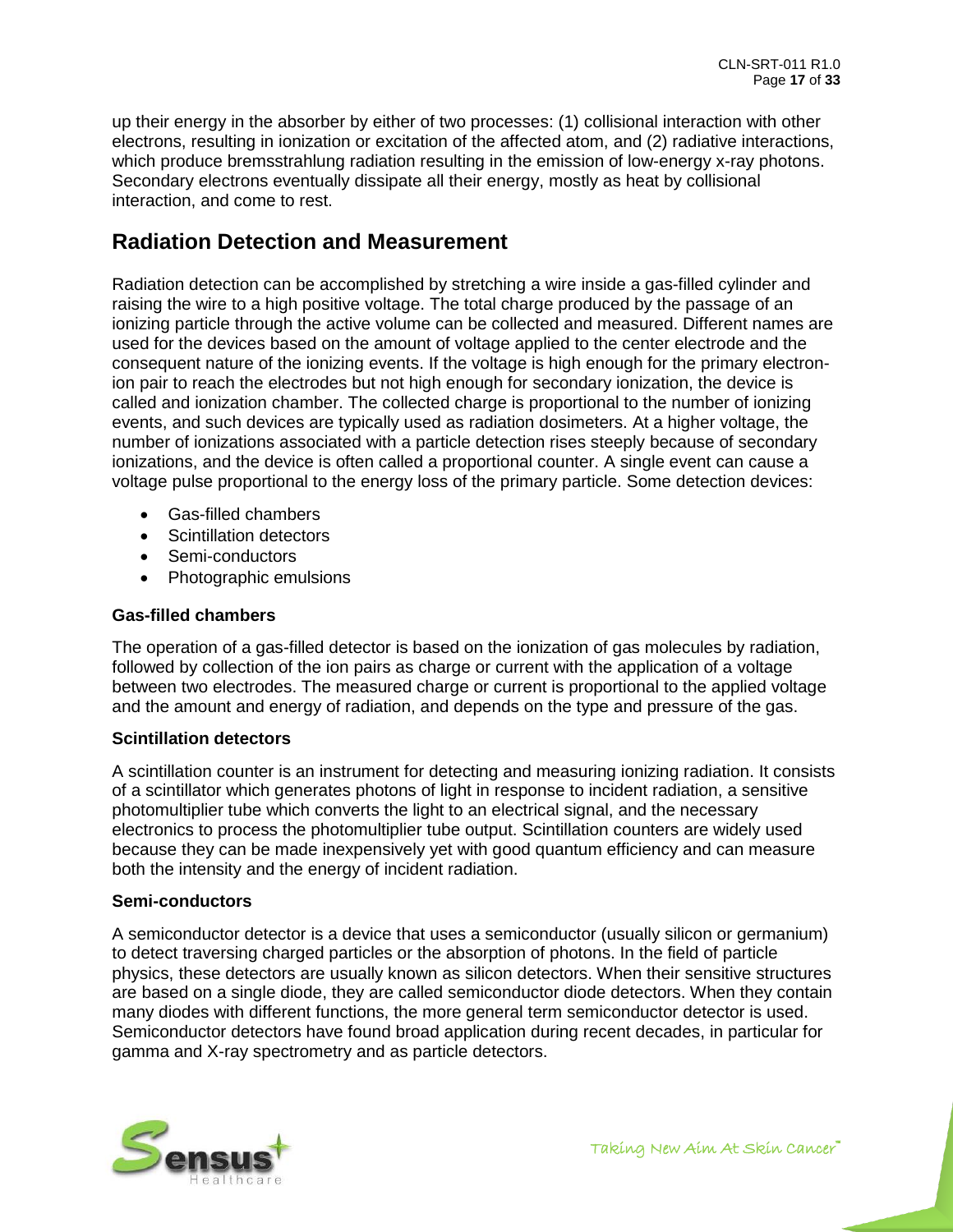up their energy in the absorber by either of two processes: (1) collisional interaction with other electrons, resulting in ionization or excitation of the affected atom, and (2) radiative interactions, which produce bremsstrahlung radiation resulting in the emission of low-energy x-ray photons. Secondary electrons eventually dissipate all their energy, mostly as heat by collisional interaction, and come to rest.

## Radiation Detection and Measurement

Radiation detection can be accomplished by stretching a wire inside a gas-filled cylinder and raising the wire to a high positive voltage. The total charge produced by the passage of an ionizing particle through the active volume can be collected and measured. Different names are used for the devices based on the amount of voltage applied to the center electrode and the consequent nature of the ionizing events. If the voltage is high enough for the primary electron-ion pair to reach the electrodes but not high enough for secondary ionization, the device is called and ionization chamber. The collected charge is proportional to the number of ionizing events, and such devices are typically used as radiation dosimeters. At a higher voltage, the number of ionizations associated with a particle detection rises steeply because of secondary ionizations, and the device is often called a proportional counter. A single event can cause a voltage pulse proportional to the energy loss of the primary particle. Some detection devices:

- Gas-filled chambers
- Scintillation detectors
- Semi-conductors
- Photographic emulsions

**Gas-filled chambers**

The operation of a gas-filled detector is based on the ionization of gas molecules by radiation, followed by collection of the ion pairs as charge or current with the application of a voltage between two electrodes. The measured charge or current is proportional to the applied voltage and the amount and energy of radiation, and depends on the type and pressure of the gas.

**Scintillation detectors**

A scintillation counter is an instrument for detecting and measuring ionizing radiation. It consists of a scintillator which generates photons of light in response to incident radiation, a sensitive photomultiplier tube which converts the light to an electrical signal, and the necessary electronics to process the photomultiplier tube output. Scintillation counters are widely used because they can be made inexpensively yet with good quantum efficiency and can measure both the intensity and the energy of incident radiation.

**Semi-conductors**

A semiconductor detector is a device that uses a semiconductor (usually silicon or germanium) to detect traversing charged particles or the absorption of photons. In the field of particle physics, these detectors are usually known as silicon detectors. When their sensitive structures are based on a single diode, they are called semiconductor diode detectors. When they contain many diodes with different functions, the more general term semiconductor detector is used. Semiconductor detectors have found broad application during recent decades, in particular for gamma and X-ray spectrometry and as particle detectors.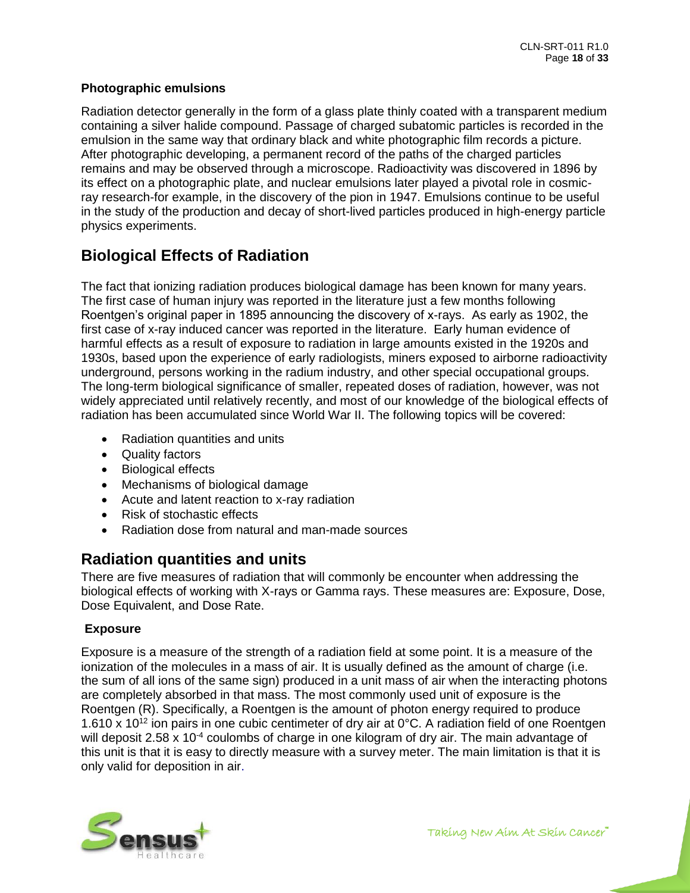**Photographic emulsions**

Radiation detector generally in the form of a glass plate thinly coated with a transparent medium containing a silver halide compound. Passage of charged subatomic particles is recorded in the emulsion in the same way that ordinary black and white photographic film records a picture. After photographic developing, a permanent record of the paths of the charged particles remains and may be observed through a microscope. Radioactivity was discovered in 1896 by its effect on a photographic plate, and nuclear emulsions later played a pivotal role in cosmic-ray research-for example, in the discovery of the pion in 1947. Emulsions continue to be useful in the study of the production and decay of short-lived particles produced in high-energy particle physics experiments.

## Biological Effects of Radiation

The fact that ionizing radiation produces biological damage has been known for many years. The first case of human injury was reported in the literature just a few months following Roentgen's original paper in 1895 announcing the discovery of x-rays. As early as 1902, the first case of x-ray induced cancer was reported in the literature. Early human evidence of harmful effects as a result of exposure to radiation in large amounts existed in the 1920s and 1930s, based upon the experience of early radiologists, miners exposed to airborne radioactivity underground, persons working in the radium industry, and other special occupational groups. The long-term biological significance of smaller, repeated doses of radiation, however, was not widely appreciated until relatively recently, and most of our knowledge of the biological effects of radiation has been accumulated since World War II. The following topics will be covered:

- Radiation quantities and units
- Quality factors
- Biological effects
- Mechanisms of biological damage
- Acute and latent reaction to x-ray radiation
- Risk of stochastic effects
- Radiation dose from natural and man-made sources

## Radiation quantities and units

There are five measures of radiation that will commonly be encounter when addressing the biological effects of working with X-rays or Gamma rays. These measures are: Exposure, Dose, Dose Equivalent, and Dose Rate.

**Exposure**

Exposure is a measure of the strength of a radiation field at some point. It is a measure of the ionization of the molecules in a mass of air. It is usually defined as the amount of charge (i.e. the sum of all ions of the same sign) produced in a unit mass of air when the interacting photons are completely absorbed in that mass. The most commonly used unit of exposure is the Roentgen (R). Specifically, a Roentgen is the amount of photon energy required to produce $1.610 \times 10^{12}$ ion pairs in one cubic centimeter of dry air at 0°C. A radiation field of one Roentgen will deposit $2.58 \times 10^{-4}$ coulombs of charge in one kilogram of dry air. The main advantage of this unit is that it is easy to directly measure with a survey meter. The main limitation is that it is only valid for deposition in air.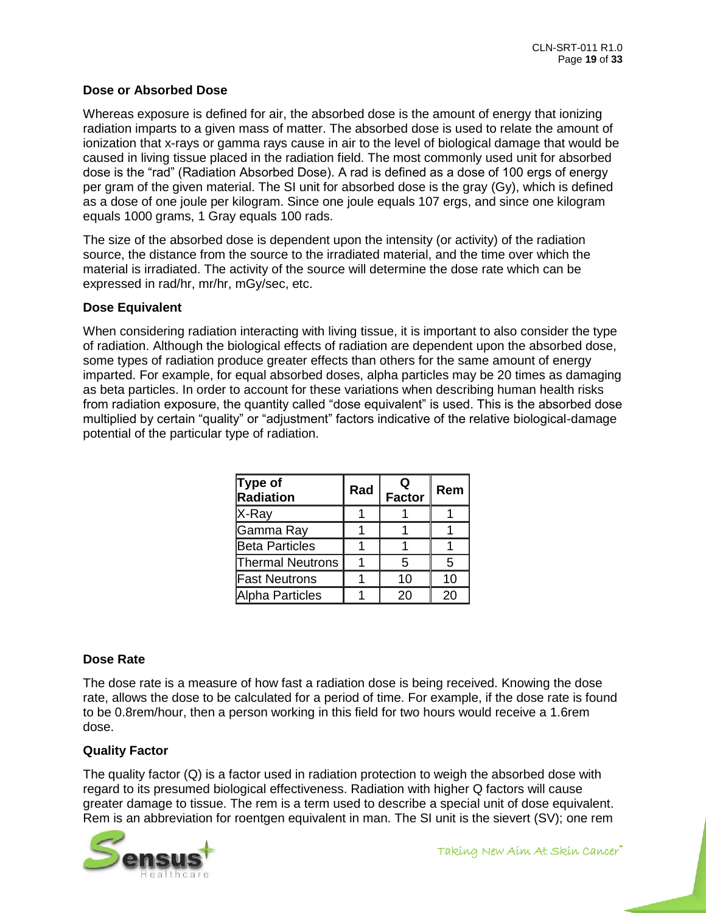### Dose or Absorbed Dose

Whereas exposure is defined for air, the absorbed dose is the amount of energy that ionizing radiation imparts to a given mass of matter. The absorbed dose is used to relate the amount of ionization that x-rays or gamma rays cause in air to the level of biological damage that would be caused in living tissue placed in the radiation field. The most commonly used unit for absorbed dose is the "rad" (Radiation Absorbed Dose). A rad is defined as a dose of 100 ergs of energy per gram of the given material. The SI unit for absorbed dose is the gray (Gy), which is defined as a dose of one joule per kilogram. Since one joule equals 107 ergs, and since one kilogram equals 1000 grams, 1 Gray equals 100 rads.

The size of the absorbed dose is dependent upon the intensity (or activity) of the radiation source, the distance from the source to the irradiated material, and the time over which the material is irradiated. The activity of the source will determine the dose rate which can be expressed in rad/hr, mr/hr, mGy/sec, etc.

### Dose Equivalent

When considering radiation interacting with living tissue, it is important to also consider the type of radiation. Although the biological effects of radiation are dependent upon the absorbed dose, some types of radiation produce greater effects than others for the same amount of energy imparted. For example, for equal absorbed doses, alpha particles may be 20 times as damaging as beta particles. In order to account for these variations when describing human health risks from radiation exposure, the quantity called "dose equivalent" is used. This is the absorbed dose multiplied by certain "quality" or "adjustment" factors indicative of the relative biological-damage potential of the particular type of radiation.

| Type of Radiation | Rad | Q Factor | Rem |
|---|---|---|---|
| X-Ray | 1 | 1 | 1 |
| Gamma Ray | 1 | 1 | 1 |
| Beta Particles | 1 | 1 | 1 |
| Thermal Neutrons | 1 | 5 | 5 |
| Fast Neutrons | 1 | 10 | 10 |
| Alpha Particles | 1 | 20 | 20 |

### Dose Rate

The dose rate is a measure of how fast a radiation dose is being received. Knowing the dose rate, allows the dose to be calculated for a period of time. For example, if the dose rate is found to be 0.8rem/hour, then a person working in this field for two hours would receive a 1.6rem dose.

### Quality Factor

The quality factor (Q) is a factor used in radiation protection to weigh the absorbed dose with regard to its presumed biological effectiveness. Radiation with higher Q factors will cause greater damage to tissue. The rem is a term used to describe a special unit of dose equivalent. Rem is an abbreviation for roentgen equivalent in man. The SI unit is the sievert (SV); one rem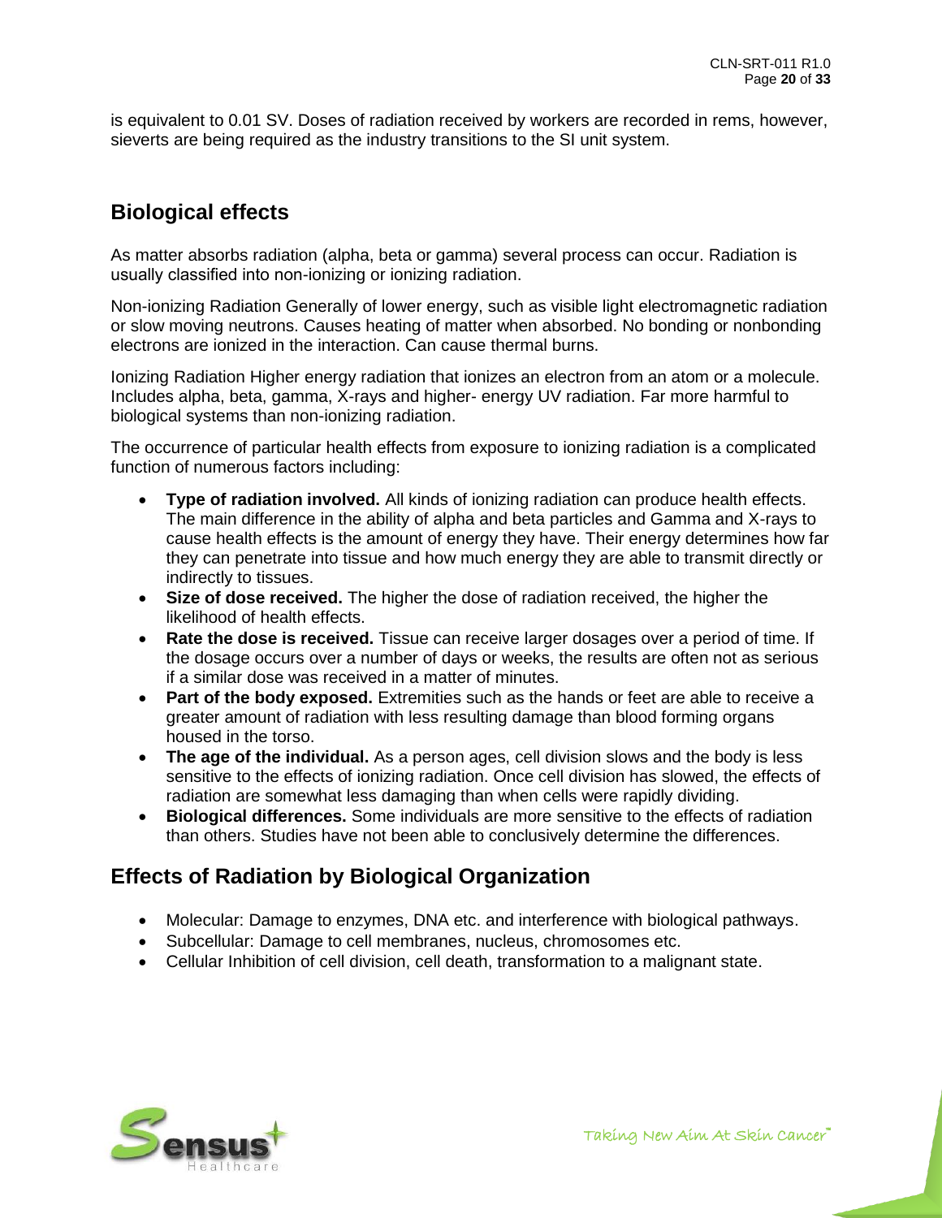is equivalent to 0.01 SV. Doses of radiation received by workers are recorded in rems, however, sieverts are being required as the industry transitions to the SI unit system.

## Biological effects

As matter absorbs radiation (alpha, beta or gamma) several process can occur. Radiation is usually classified into non-ionizing or ionizing radiation.

Non-ionizing Radiation Generally of lower energy, such as visible light electromagnetic radiation or slow moving neutrons. Causes heating of matter when absorbed. No bonding or nonbonding electrons are ionized in the interaction. Can cause thermal burns.

Ionizing Radiation Higher energy radiation that ionizes an electron from an atom or a molecule. Includes alpha, beta, gamma, X-rays and higher- energy UV radiation. Far more harmful to biological systems than non-ionizing radiation.

The occurrence of particular health effects from exposure to ionizing radiation is a complicated function of numerous factors including:

- **Type of radiation involved.** All kinds of ionizing radiation can produce health effects. The main difference in the ability of alpha and beta particles and Gamma and X-rays to cause health effects is the amount of energy they have. Their energy determines how far they can penetrate into tissue and how much energy they are able to transmit directly or indirectly to tissues.
- **Size of dose received.** The higher the dose of radiation received, the higher the likelihood of health effects.
- **Rate the dose is received.** Tissue can receive larger dosages over a period of time. If the dosage occurs over a number of days or weeks, the results are often not as serious if a similar dose was received in a matter of minutes.
- **Part of the body exposed.** Extremities such as the hands or feet are able to receive a greater amount of radiation with less resulting damage than blood forming organs housed in the torso.
- **The age of the individual.** As a person ages, cell division slows and the body is less sensitive to the effects of ionizing radiation. Once cell division has slowed, the effects of radiation are somewhat less damaging than when cells were rapidly dividing.
- **Biological differences.** Some individuals are more sensitive to the effects of radiation than others. Studies have not been able to conclusively determine the differences.

## Effects of Radiation by Biological Organization

- Molecular: Damage to enzymes, DNA etc. and interference with biological pathways.
- Subcellular: Damage to cell membranes, nucleus, chromosomes etc.
- Cellular Inhibition of cell division, cell death, transformation to a malignant state.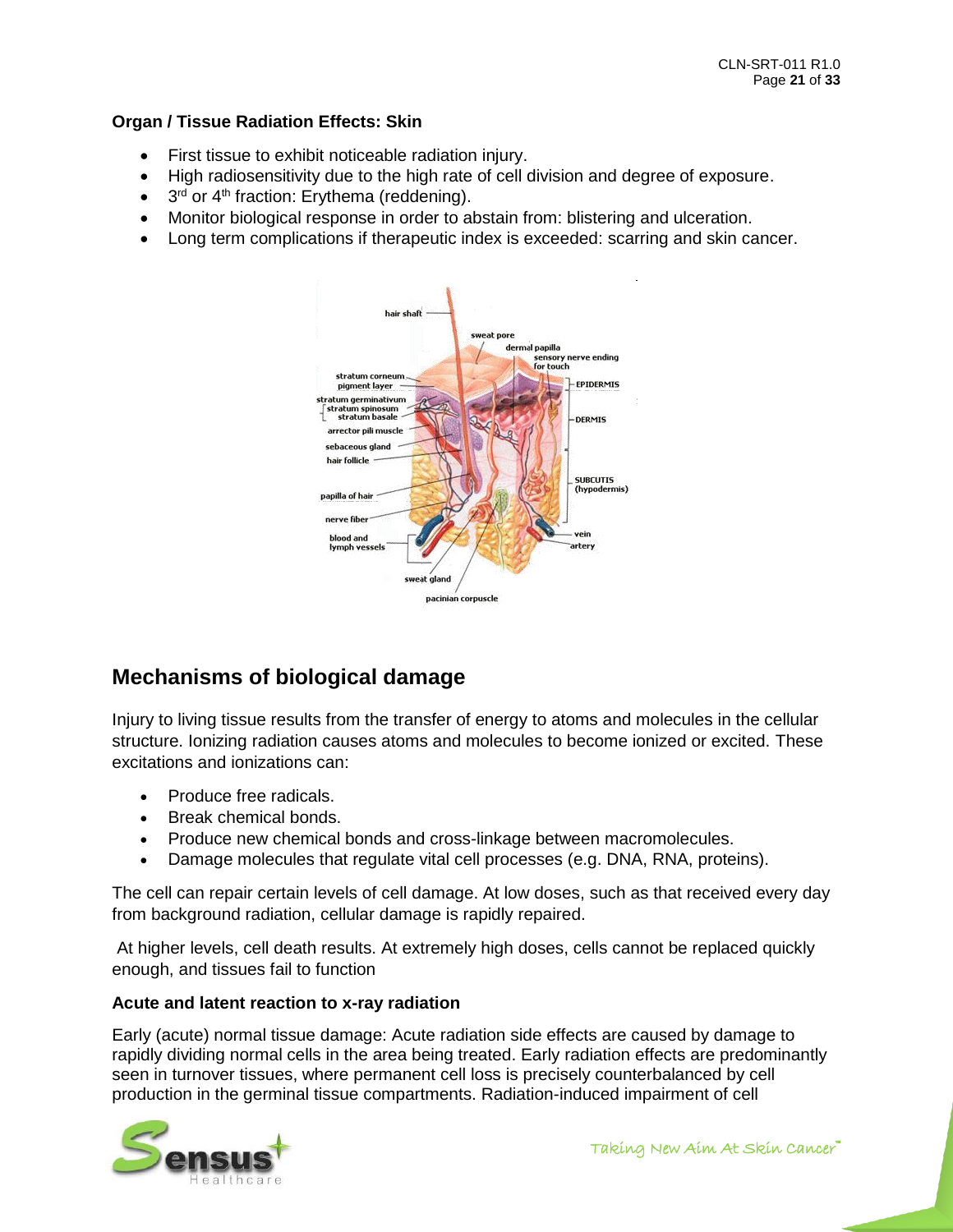**Organ / Tissue Radiation Effects: Skin**

- First tissue to exhibit noticeable radiation injury.
- High radiosensitivity due to the high rate of cell division and degree of exposure.
- 3rd or 4th fraction: Erythema (reddening).
- Monitor biological response in order to abstain from: blistering and ulceration.
- Long term complications if therapeutic index is exceeded: scarring and skin cancer.

## Mechanisms of biological damage

Injury to living tissue results from the transfer of energy to atoms and molecules in the cellular structure. Ionizing radiation causes atoms and molecules to become ionized or excited. These excitations and ionizations can:

- Produce free radicals.
- Break chemical bonds.
- Produce new chemical bonds and cross-linkage between macromolecules.
- Damage molecules that regulate vital cell processes (e.g. DNA, RNA, proteins).

The cell can repair certain levels of cell damage. At low doses, such as that received every day from background radiation, cellular damage is rapidly repaired.

At higher levels, cell death results. At extremely high doses, cells cannot be replaced quickly enough, and tissues fail to function

**Acute and latent reaction to x-ray radiation**

Early (acute) normal tissue damage: Acute radiation side effects are caused by damage to rapidly dividing normal cells in the area being treated. Early radiation effects are predominantly seen in turnover tissues, where permanent cell loss is precisely counterbalanced by cell production in the germinal tissue compartments. Radiation-induced impairment of cell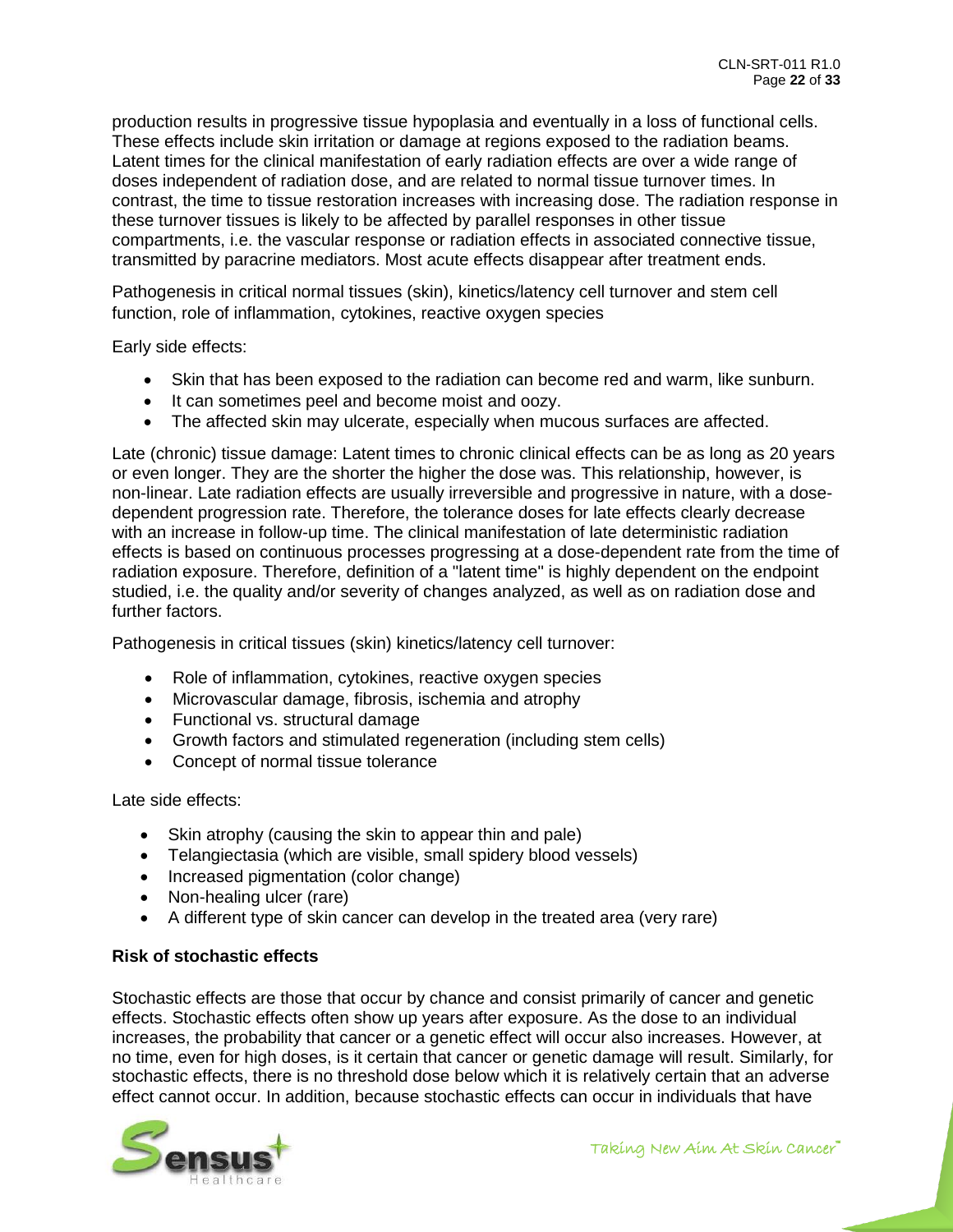production results in progressive tissue hypoplasia and eventually in a loss of functional cells. These effects include skin irritation or damage at regions exposed to the radiation beams. Latent times for the clinical manifestation of early radiation effects are over a wide range of doses independent of radiation dose, and are related to normal tissue turnover times. In contrast, the time to tissue restoration increases with increasing dose. The radiation response in these turnover tissues is likely to be affected by parallel responses in other tissue compartments, i.e. the vascular response or radiation effects in associated connective tissue, transmitted by paracrine mediators. Most acute effects disappear after treatment ends.

Pathogenesis in critical normal tissues (skin), kinetics/latency cell turnover and stem cell function, role of inflammation, cytokines, reactive oxygen species

Early side effects:

- Skin that has been exposed to the radiation can become red and warm, like sunburn.
- It can sometimes peel and become moist and oozy.
- The affected skin may ulcerate, especially when mucous surfaces are affected.

Late (chronic) tissue damage: Latent times to chronic clinical effects can be as long as 20 years or even longer. They are the shorter the higher the dose was. This relationship, however, is non-linear. Late radiation effects are usually irreversible and progressive in nature, with a dose-dependent progression rate. Therefore, the tolerance doses for late effects clearly decrease with an increase in follow-up time. The clinical manifestation of late deterministic radiation effects is based on continuous processes progressing at a dose-dependent rate from the time of radiation exposure. Therefore, definition of a "latent time" is highly dependent on the endpoint studied, i.e. the quality and/or severity of changes analyzed, as well as on radiation dose and further factors.

Pathogenesis in critical tissues (skin) kinetics/latency cell turnover:

- Role of inflammation, cytokines, reactive oxygen species
- Microvascular damage, fibrosis, ischemia and atrophy
- Functional vs. structural damage
- Growth factors and stimulated regeneration (including stem cells)
- Concept of normal tissue tolerance

Late side effects:

- Skin atrophy (causing the skin to appear thin and pale)
- Telangiectasia (which are visible, small spidery blood vessels)
- Increased pigmentation (color change)
- Non-healing ulcer (rare)
- A different type of skin cancer can develop in the treated area (very rare)

**Risk of stochastic effects**

Stochastic effects are those that occur by chance and consist primarily of cancer and genetic effects. Stochastic effects often show up years after exposure. As the dose to an individual increases, the probability that cancer or a genetic effect will occur also increases. However, at no time, even for high doses, is it certain that cancer or genetic damage will result. Similarly, for stochastic effects, there is no threshold dose below which it is relatively certain that an adverse effect cannot occur. In addition, because stochastic effects can occur in individuals that have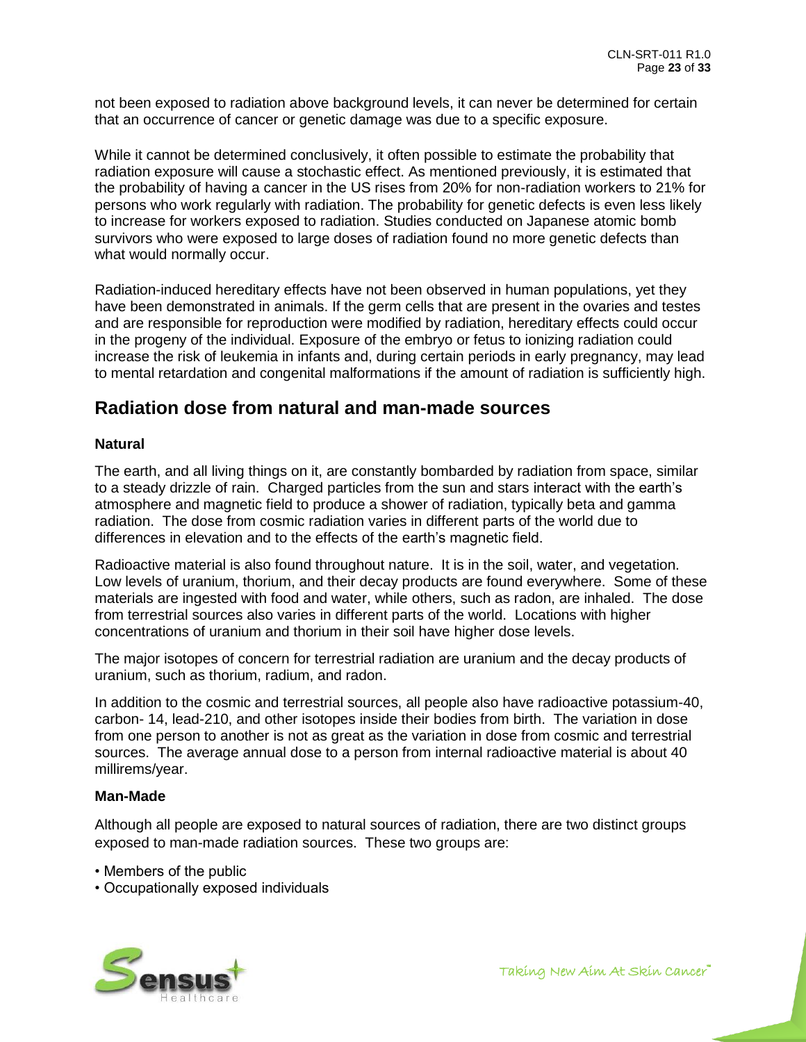not been exposed to radiation above background levels, it can never be determined for certain that an occurrence of cancer or genetic damage was due to a specific exposure.

While it cannot be determined conclusively, it often possible to estimate the probability that radiation exposure will cause a stochastic effect. As mentioned previously, it is estimated that the probability of having a cancer in the US rises from 20% for non-radiation workers to 21% for persons who work regularly with radiation. The probability for genetic defects is even less likely to increase for workers exposed to radiation. Studies conducted on Japanese atomic bomb survivors who were exposed to large doses of radiation found no more genetic defects than what would normally occur.

Radiation-induced hereditary effects have not been observed in human populations, yet they have been demonstrated in animals. If the germ cells that are present in the ovaries and testes and are responsible for reproduction were modified by radiation, hereditary effects could occur in the progeny of the individual. Exposure of the embryo or fetus to ionizing radiation could increase the risk of leukemia in infants and, during certain periods in early pregnancy, may lead to mental retardation and congenital malformations if the amount of radiation is sufficiently high.

## Radiation dose from natural and man-made sources

**Natural**

The earth, and all living things on it, are constantly bombarded by radiation from space, similar to a steady drizzle of rain. Charged particles from the sun and stars interact with the earth's atmosphere and magnetic field to produce a shower of radiation, typically beta and gamma radiation. The dose from cosmic radiation varies in different parts of the world due to differences in elevation and to the effects of the earth's magnetic field.

Radioactive material is also found throughout nature. It is in the soil, water, and vegetation. Low levels of uranium, thorium, and their decay products are found everywhere. Some of these materials are ingested with food and water, while others, such as radon, are inhaled. The dose from terrestrial sources also varies in different parts of the world. Locations with higher concentrations of uranium and thorium in their soil have higher dose levels.

The major isotopes of concern for terrestrial radiation are uranium and the decay products of uranium, such as thorium, radium, and radon.

In addition to the cosmic and terrestrial sources, all people also have radioactive potassium-40, carbon- 14, lead-210, and other isotopes inside their bodies from birth. The variation in dose from one person to another is not as great as the variation in dose from cosmic and terrestrial sources. The average annual dose to a person from internal radioactive material is about 40 millirems/year.

**Man-Made**

Although all people are exposed to natural sources of radiation, there are two distinct groups exposed to man-made radiation sources. These two groups are:

- Members of the public
- Occupationally exposed individuals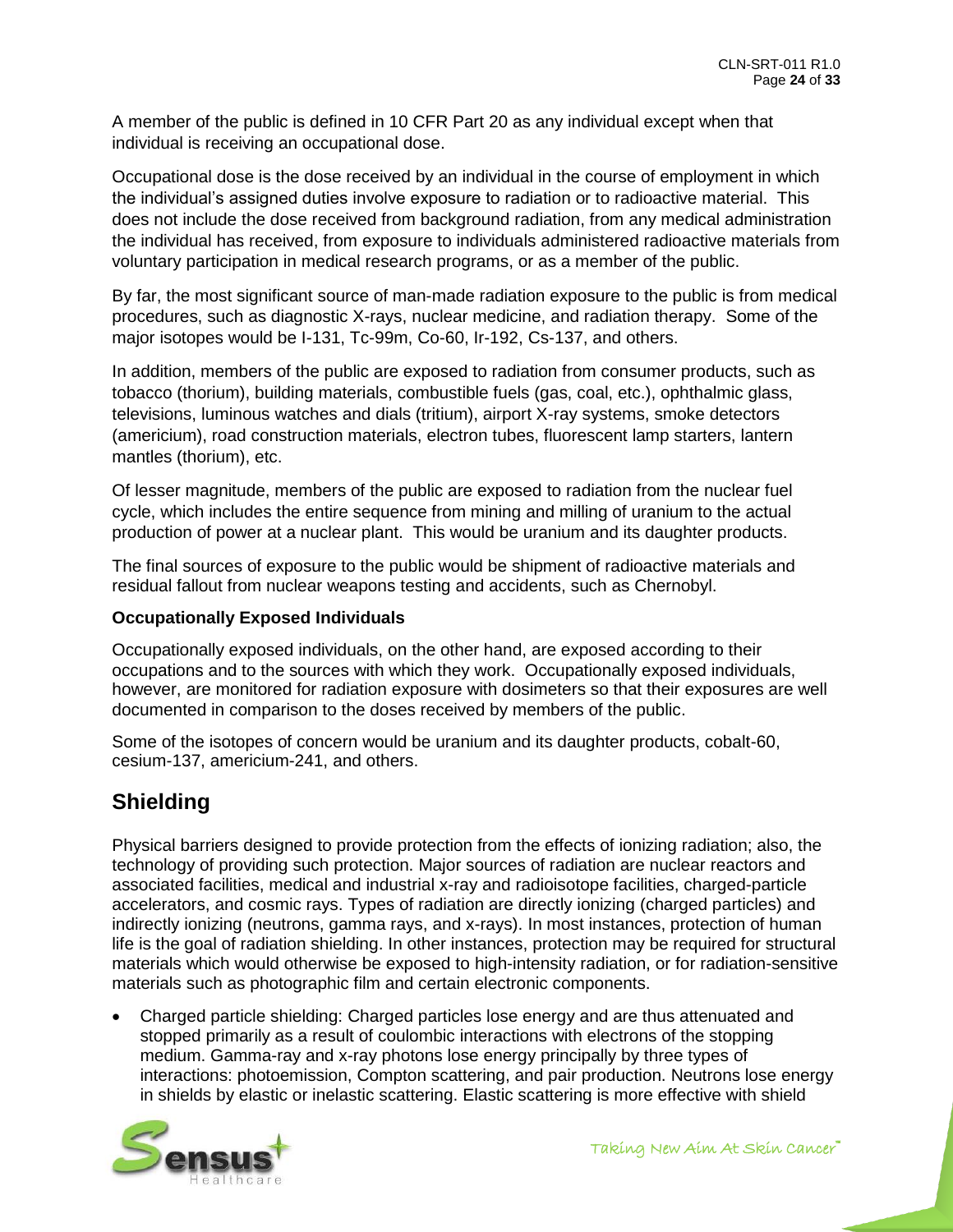A member of the public is defined in 10 CFR Part 20 as any individual except when that individual is receiving an occupational dose.

Occupational dose is the dose received by an individual in the course of employment in which the individual's assigned duties involve exposure to radiation or to radioactive material. This does not include the dose received from background radiation, from any medical administration the individual has received, from exposure to individuals administered radioactive materials from voluntary participation in medical research programs, or as a member of the public.

By far, the most significant source of man-made radiation exposure to the public is from medical procedures, such as diagnostic X-rays, nuclear medicine, and radiation therapy. Some of the major isotopes would be I-131, Tc-99m, Co-60, Ir-192, Cs-137, and others.

In addition, members of the public are exposed to radiation from consumer products, such as tobacco (thorium), building materials, combustible fuels (gas, coal, etc.), ophthalmic glass, televisions, luminous watches and dials (tritium), airport X-ray systems, smoke detectors (americium), road construction materials, electron tubes, fluorescent lamp starters, lantern mantles (thorium), etc.

Of lesser magnitude, members of the public are exposed to radiation from the nuclear fuel cycle, which includes the entire sequence from mining and milling of uranium to the actual production of power at a nuclear plant. This would be uranium and its daughter products.

The final sources of exposure to the public would be shipment of radioactive materials and residual fallout from nuclear weapons testing and accidents, such as Chernobyl.

**Occupationally Exposed Individuals**

Occupationally exposed individuals, on the other hand, are exposed according to their occupations and to the sources with which they work. Occupationally exposed individuals, however, are monitored for radiation exposure with dosimeters so that their exposures are well documented in comparison to the doses received by members of the public.

Some of the isotopes of concern would be uranium and its daughter products, cobalt-60, cesium-137, americium-241, and others.

## Shielding

Physical barriers designed to provide protection from the effects of ionizing radiation; also, the technology of providing such protection. Major sources of radiation are nuclear reactors and associated facilities, medical and industrial x-ray and radioisotope facilities, charged-particle accelerators, and cosmic rays. Types of radiation are directly ionizing (charged particles) and indirectly ionizing (neutrons, gamma rays, and x-rays). In most instances, protection of human life is the goal of radiation shielding. In other instances, protection may be required for structural materials which would otherwise be exposed to high-intensity radiation, or for radiation-sensitive materials such as photographic film and certain electronic components.

- Charged particle shielding: Charged particles lose energy and are thus attenuated and stopped primarily as a result of coulombic interactions with electrons of the stopping medium. Gamma-ray and x-ray photons lose energy principally by three types of interactions: photoemission, Compton scattering, and pair production. Neutrons lose energy in shields by elastic or inelastic scattering. Elastic scattering is more effective with shield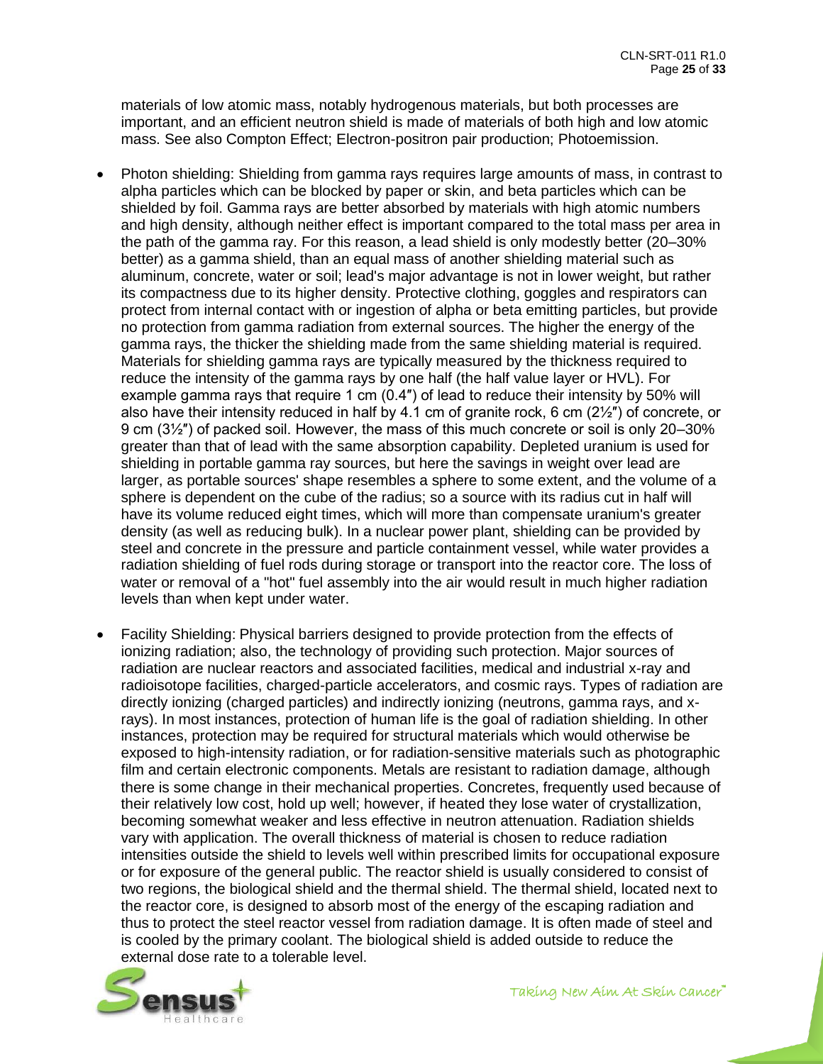materials of low atomic mass, notably hydrogenous materials, but both processes are important, and an efficient neutron shield is made of materials of both high and low atomic mass. See also Compton Effect; Electron-positron pair production; Photoemission.

- Photon shielding: Shielding from gamma rays requires large amounts of mass, in contrast to alpha particles which can be blocked by paper or skin, and beta particles which can be shielded by foil. Gamma rays are better absorbed by materials with high atomic numbers and high density, although neither effect is important compared to the total mass per area in the path of the gamma ray. For this reason, a lead shield is only modestly better (20–30% better) as a gamma shield, than an equal mass of another shielding material such as aluminum, concrete, water or soil; lead's major advantage is not in lower weight, but rather its compactness due to its higher density. Protective clothing, goggles and respirators can protect from internal contact with or ingestion of alpha or beta emitting particles, but provide no protection from gamma radiation from external sources. The higher the energy of the gamma rays, the thicker the shielding made from the same shielding material is required. Materials for shielding gamma rays are typically measured by the thickness required to reduce the intensity of the gamma rays by one half (the half value layer or HVL). For example gamma rays that require 1 cm (0.4″) of lead to reduce their intensity by 50% will also have their intensity reduced in half by 4.1 cm of granite rock, 6 cm (2½″) of concrete, or 9 cm (3½″) of packed soil. However, the mass of this much concrete or soil is only 20–30% greater than that of lead with the same absorption capability. Depleted uranium is used for shielding in portable gamma ray sources, but here the savings in weight over lead are larger, as portable sources' shape resembles a sphere to some extent, and the volume of a sphere is dependent on the cube of the radius; so a source with its radius cut in half will have its volume reduced eight times, which will more than compensate uranium's greater density (as well as reducing bulk). In a nuclear power plant, shielding can be provided by steel and concrete in the pressure and particle containment vessel, while water provides a radiation shielding of fuel rods during storage or transport into the reactor core. The loss of water or removal of a "hot" fuel assembly into the air would result in much higher radiation levels than when kept under water.

- Facility Shielding: Physical barriers designed to provide protection from the effects of ionizing radiation; also, the technology of providing such protection. Major sources of radiation are nuclear reactors and associated facilities, medical and industrial x-ray and radioisotope facilities, charged-particle accelerators, and cosmic rays. Types of radiation are directly ionizing (charged particles) and indirectly ionizing (neutrons, gamma rays, and x-rays). In most instances, protection of human life is the goal of radiation shielding. In other instances, protection may be required for structural materials which would otherwise be exposed to high-intensity radiation, or for radiation-sensitive materials such as photographic film and certain electronic components. Metals are resistant to radiation damage, although there is some change in their mechanical properties. Concretes, frequently used because of their relatively low cost, hold up well; however, if heated they lose water of crystallization, becoming somewhat weaker and less effective in neutron attenuation. Radiation shields vary with application. The overall thickness of material is chosen to reduce radiation intensities outside the shield to levels well within prescribed limits for occupational exposure or for exposure of the general public. The reactor shield is usually considered to consist of two regions, the biological shield and the thermal shield. The thermal shield, located next to the reactor core, is designed to absorb most of the energy of the escaping radiation and thus to protect the steel reactor vessel from radiation damage. It is often made of steel and is cooled by the primary coolant. The biological shield is added outside to reduce the external dose rate to a tolerable level.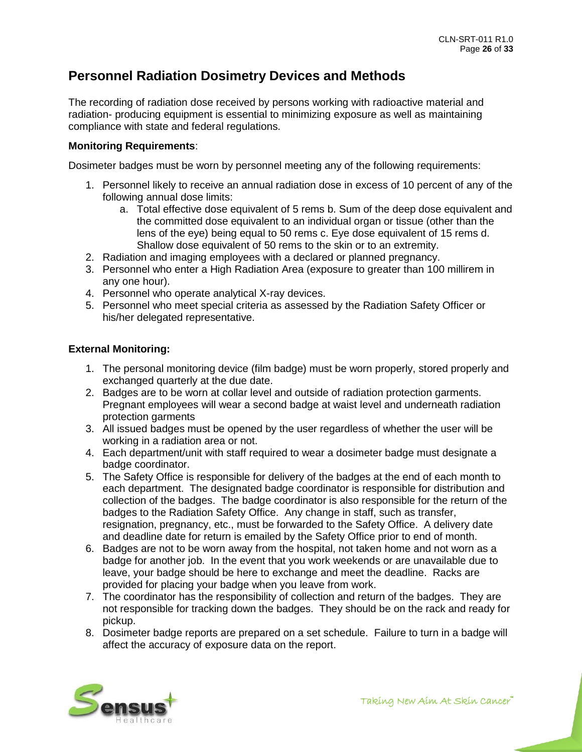## Personnel Radiation Dosimetry Devices and Methods

The recording of radiation dose received by persons working with radioactive material and radiation- producing equipment is essential to minimizing exposure as well as maintaining compliance with state and federal regulations.

**Monitoring Requirements**:

Dosimeter badges must be worn by personnel meeting any of the following requirements:

1. Personnel likely to receive an annual radiation dose in excess of 10 percent of any of the following annual dose limits:
    a. Total effective dose equivalent of 5 rems b. Sum of the deep dose equivalent and the committed dose equivalent to an individual organ or tissue (other than the lens of the eye) being equal to 50 rems c. Eye dose equivalent of 15 rems d. Shallow dose equivalent of 50 rems to the skin or to an extremity.
2. Radiation and imaging employees with a declared or planned pregnancy.
3. Personnel who enter a High Radiation Area (exposure to greater than 100 millirem in any one hour).
4. Personnel who operate analytical X-ray devices.
5. Personnel who meet special criteria as assessed by the Radiation Safety Officer or his/her delegated representative.

**External Monitoring:**

1. The personal monitoring device (film badge) must be worn properly, stored properly and exchanged quarterly at the due date.
2. Badges are to be worn at collar level and outside of radiation protection garments. Pregnant employees will wear a second badge at waist level and underneath radiation protection garments
3. All issued badges must be opened by the user regardless of whether the user will be working in a radiation area or not.
4. Each department/unit with staff required to wear a dosimeter badge must designate a badge coordinator.
5. The Safety Office is responsible for delivery of the badges at the end of each month to each department. The designated badge coordinator is responsible for distribution and collection of the badges. The badge coordinator is also responsible for the return of the badges to the Radiation Safety Office. Any change in staff, such as transfer, resignation, pregnancy, etc., must be forwarded to the Safety Office. A delivery date and deadline date for return is emailed by the Safety Office prior to end of month.
6. Badges are not to be worn away from the hospital, not taken home and not worn as a badge for another job. In the event that you work weekends or are unavailable due to leave, your badge should be here to exchange and meet the deadline. Racks are provided for placing your badge when you leave from work.
7. The coordinator has the responsibility of collection and return of the badges. They are not responsible for tracking down the badges. They should be on the rack and ready for pickup.
8. Dosimeter badge reports are prepared on a set schedule. Failure to turn in a badge will affect the accuracy of exposure data on the report.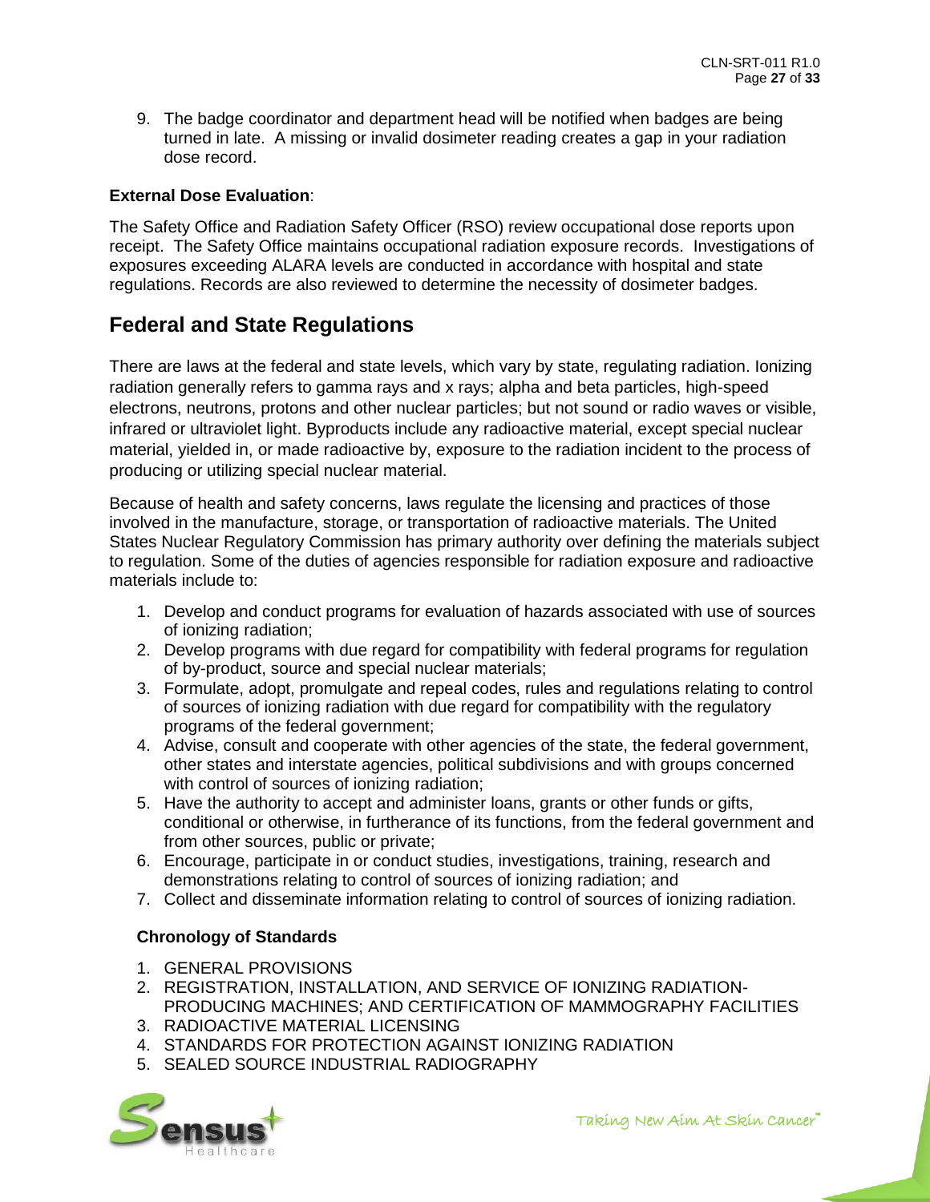9. The badge coordinator and department head will be notified when badges are being turned in late. A missing or invalid dosimeter reading creates a gap in your radiation dose record.

**External Dose Evaluation**:

The Safety Office and Radiation Safety Officer (RSO) review occupational dose reports upon receipt. The Safety Office maintains occupational radiation exposure records. Investigations of exposures exceeding ALARA levels are conducted in accordance with hospital and state regulations. Records are also reviewed to determine the necessity of dosimeter badges.

## Federal and State Regulations

There are laws at the federal and state levels, which vary by state, regulating radiation. Ionizing radiation generally refers to gamma rays and x rays; alpha and beta particles, high-speed electrons, neutrons, protons and other nuclear particles; but not sound or radio waves or visible, infrared or ultraviolet light. Byproducts include any radioactive material, except special nuclear material, yielded in, or made radioactive by, exposure to the radiation incident to the process of producing or utilizing special nuclear material.

Because of health and safety concerns, laws regulate the licensing and practices of those involved in the manufacture, storage, or transportation of radioactive materials. The United States Nuclear Regulatory Commission has primary authority over defining the materials subject to regulation. Some of the duties of agencies responsible for radiation exposure and radioactive materials include to:

1. Develop and conduct programs for evaluation of hazards associated with use of sources of ionizing radiation;
2. Develop programs with due regard for compatibility with federal programs for regulation of by-product, source and special nuclear materials;
3. Formulate, adopt, promulgate and repeal codes, rules and regulations relating to control of sources of ionizing radiation with due regard for compatibility with the regulatory programs of the federal government;
4. Advise, consult and cooperate with other agencies of the state, the federal government, other states and interstate agencies, political subdivisions and with groups concerned with control of sources of ionizing radiation;
5. Have the authority to accept and administer loans, grants or other funds or gifts, conditional or otherwise, in furtherance of its functions, from the federal government and from other sources, public or private;
6. Encourage, participate in or conduct studies, investigations, training, research and demonstrations relating to control of sources of ionizing radiation; and
7. Collect and disseminate information relating to control of sources of ionizing radiation.

### Chronology of Standards

1. GENERAL PROVISIONS
2. REGISTRATION, INSTALLATION, AND SERVICE OF IONIZING RADIATION-PRODUCING MACHINES; AND CERTIFICATION OF MAMMOGRAPHY FACILITIES
3. RADIOACTIVE MATERIAL LICENSING
4. STANDARDS FOR PROTECTION AGAINST IONIZING RADIATION
5. SEALED SOURCE INDUSTRIAL RADIOGRAPHY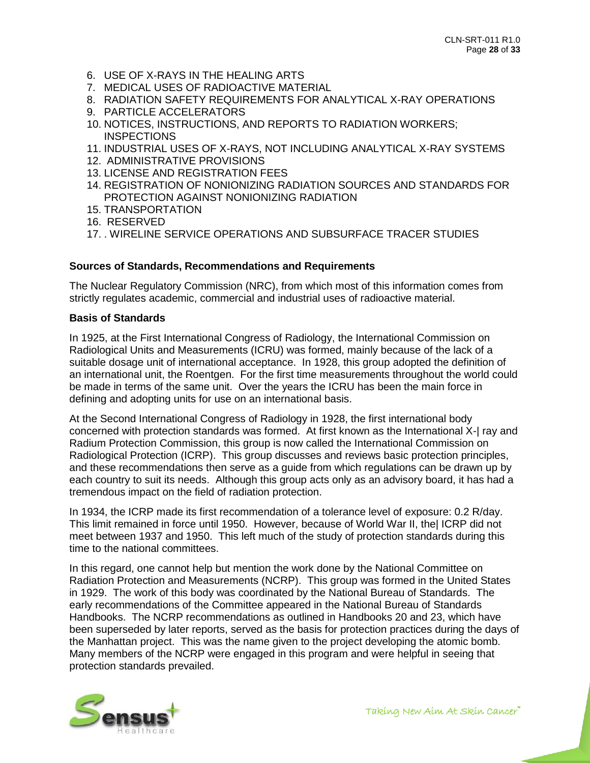6. USE OF X-RAYS IN THE HEALING ARTS
7. MEDICAL USES OF RADIOACTIVE MATERIAL
8. RADIATION SAFETY REQUIREMENTS FOR ANALYTICAL X-RAY OPERATIONS
9. PARTICLE ACCELERATORS
10. NOTICES, INSTRUCTIONS, AND REPORTS TO RADIATION WORKERS; INSPECTIONS
11. INDUSTRIAL USES OF X-RAYS, NOT INCLUDING ANALYTICAL X-RAY SYSTEMS
12. ADMINISTRATIVE PROVISIONS
13. LICENSE AND REGISTRATION FEES
14. REGISTRATION OF NONIONIZING RADIATION SOURCES AND STANDARDS FOR PROTECTION AGAINST NONIONIZING RADIATION
15. TRANSPORTATION
16. RESERVED
17. . WIRELINE SERVICE OPERATIONS AND SUBSURFACE TRACER STUDIES

**Sources of Standards, Recommendations and Requirements**

The Nuclear Regulatory Commission (NRC), from which most of this information comes from strictly regulates academic, commercial and industrial uses of radioactive material.

**Basis of Standards**

In 1925, at the First International Congress of Radiology, the International Commission on Radiological Units and Measurements (ICRU) was formed, mainly because of the lack of a suitable dosage unit of international acceptance. In 1928, this group adopted the definition of an international unit, the Roentgen. For the first time measurements throughout the world could be made in terms of the same unit. Over the years the ICRU has been the main force in defining and adopting units for use on an international basis.

At the Second International Congress of Radiology in 1928, the first international body concerned with protection standards was formed. At first known as the International X-| ray and Radium Protection Commission, this group is now called the International Commission on Radiological Protection (ICRP). This group discusses and reviews basic protection principles, and these recommendations then serve as a guide from which regulations can be drawn up by each country to suit its needs. Although this group acts only as an advisory board, it has had a tremendous impact on the field of radiation protection.

In 1934, the ICRP made its first recommendation of a tolerance level of exposure: 0.2 R/day. This limit remained in force until 1950. However, because of World War II, the| ICRP did not meet between 1937 and 1950. This left much of the study of protection standards during this time to the national committees.

In this regard, one cannot help but mention the work done by the National Committee on Radiation Protection and Measurements (NCRP). This group was formed in the United States in 1929. The work of this body was coordinated by the National Bureau of Standards. The early recommendations of the Committee appeared in the National Bureau of Standards Handbooks. The NCRP recommendations as outlined in Handbooks 20 and 23, which have been superseded by later reports, served as the basis for protection practices during the days of the Manhattan project. This was the name given to the project developing the atomic bomb. Many members of the NCRP were engaged in this program and were helpful in seeing that protection standards prevailed.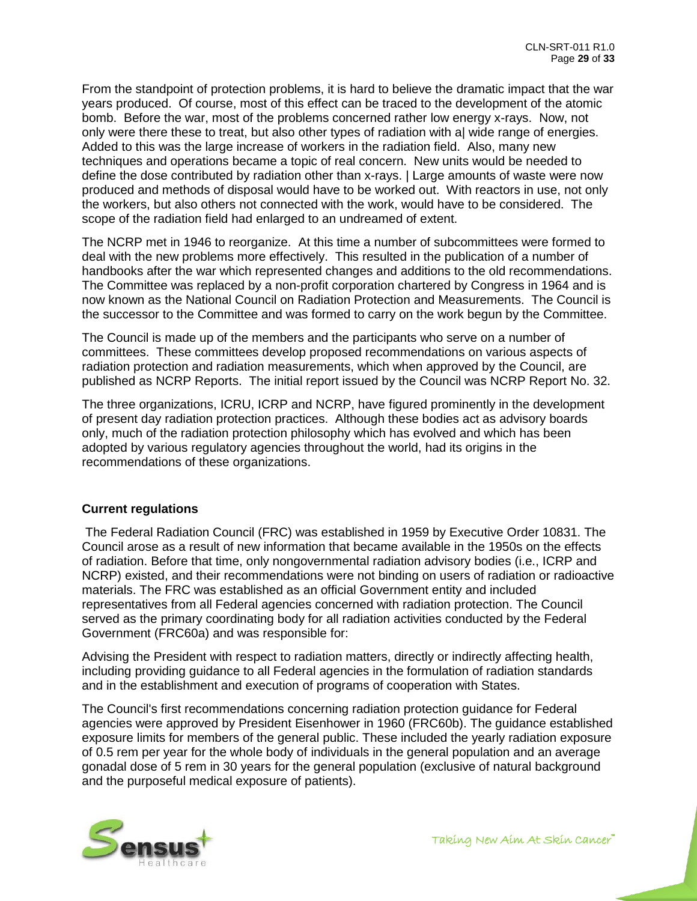From the standpoint of protection problems, it is hard to believe the dramatic impact that the war years produced. Of course, most of this effect can be traced to the development of the atomic bomb. Before the war, most of the problems concerned rather low energy x-rays. Now, not only were there these to treat, but also other types of radiation with a| wide range of energies. Added to this was the large increase of workers in the radiation field. Also, many new techniques and operations became a topic of real concern. New units would be needed to define the dose contributed by radiation other than x-rays. | Large amounts of waste were now produced and methods of disposal would have to be worked out. With reactors in use, not only the workers, but also others not connected with the work, would have to be considered. The scope of the radiation field had enlarged to an undreamed of extent.

The NCRP met in 1946 to reorganize. At this time a number of subcommittees were formed to deal with the new problems more effectively. This resulted in the publication of a number of handbooks after the war which represented changes and additions to the old recommendations. The Committee was replaced by a non-profit corporation chartered by Congress in 1964 and is now known as the National Council on Radiation Protection and Measurements. The Council is the successor to the Committee and was formed to carry on the work begun by the Committee.

The Council is made up of the members and the participants who serve on a number of committees. These committees develop proposed recommendations on various aspects of radiation protection and radiation measurements, which when approved by the Council, are published as NCRP Reports. The initial report issued by the Council was NCRP Report No. 32.

The three organizations, ICRU, ICRP and NCRP, have figured prominently in the development of present day radiation protection practices. Although these bodies act as advisory boards only, much of the radiation protection philosophy which has evolved and which has been adopted by various regulatory agencies throughout the world, had its origins in the recommendations of these organizations.

**Current regulations**

The Federal Radiation Council (FRC) was established in 1959 by Executive Order 10831. The Council arose as a result of new information that became available in the 1950s on the effects of radiation. Before that time, only nongovernmental radiation advisory bodies (i.e., ICRP and NCRP) existed, and their recommendations were not binding on users of radiation or radioactive materials. The FRC was established as an official Government entity and included representatives from all Federal agencies concerned with radiation protection. The Council served as the primary coordinating body for all radiation activities conducted by the Federal Government (FRC60a) and was responsible for:

Advising the President with respect to radiation matters, directly or indirectly affecting health, including providing guidance to all Federal agencies in the formulation of radiation standards and in the establishment and execution of programs of cooperation with States.

The Council's first recommendations concerning radiation protection guidance for Federal agencies were approved by President Eisenhower in 1960 (FRC60b). The guidance established exposure limits for members of the general public. These included the yearly radiation exposure of 0.5 rem per year for the whole body of individuals in the general population and an average gonadal dose of 5 rem in 30 years for the general population (exclusive of natural background and the purposeful medical exposure of patients).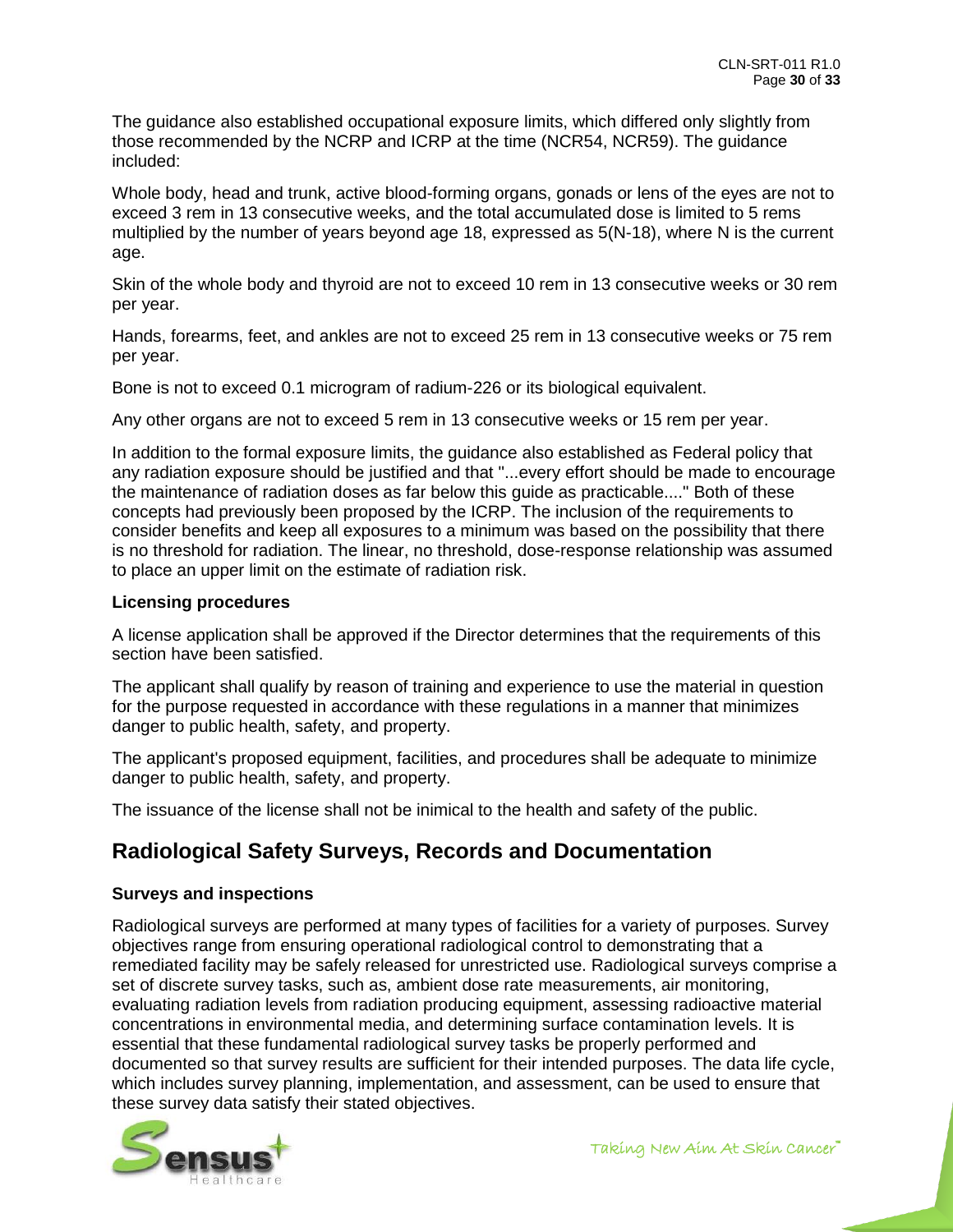The guidance also established occupational exposure limits, which differed only slightly from those recommended by the NCRP and ICRP at the time (NCR54, NCR59). The guidance included:

Whole body, head and trunk, active blood-forming organs, gonads or lens of the eyes are not to exceed 3 rem in 13 consecutive weeks, and the total accumulated dose is limited to 5 rems multiplied by the number of years beyond age 18, expressed as 5(N-18), where N is the current age.

Skin of the whole body and thyroid are not to exceed 10 rem in 13 consecutive weeks or 30 rem per year.

Hands, forearms, feet, and ankles are not to exceed 25 rem in 13 consecutive weeks or 75 rem per year.

Bone is not to exceed 0.1 microgram of radium-226 or its biological equivalent.

Any other organs are not to exceed 5 rem in 13 consecutive weeks or 15 rem per year.

In addition to the formal exposure limits, the guidance also established as Federal policy that any radiation exposure should be justified and that "...every effort should be made to encourage the maintenance of radiation doses as far below this guide as practicable...." Both of these concepts had previously been proposed by the ICRP. The inclusion of the requirements to consider benefits and keep all exposures to a minimum was based on the possibility that there is no threshold for radiation. The linear, no threshold, dose-response relationship was assumed to place an upper limit on the estimate of radiation risk.

**Licensing procedures**

A license application shall be approved if the Director determines that the requirements of this section have been satisfied.

The applicant shall qualify by reason of training and experience to use the material in question for the purpose requested in accordance with these regulations in a manner that minimizes danger to public health, safety, and property.

The applicant's proposed equipment, facilities, and procedures shall be adequate to minimize danger to public health, safety, and property.

The issuance of the license shall not be inimical to the health and safety of the public.

## Radiological Safety Surveys, Records and Documentation

**Surveys and inspections**

Radiological surveys are performed at many types of facilities for a variety of purposes. Survey objectives range from ensuring operational radiological control to demonstrating that a remediated facility may be safely released for unrestricted use. Radiological surveys comprise a set of discrete survey tasks, such as, ambient dose rate measurements, air monitoring, evaluating radiation levels from radiation producing equipment, assessing radioactive material concentrations in environmental media, and determining surface contamination levels. It is essential that these fundamental radiological survey tasks be properly performed and documented so that survey results are sufficient for their intended purposes. The data life cycle, which includes survey planning, implementation, and assessment, can be used to ensure that these survey data satisfy their stated objectives.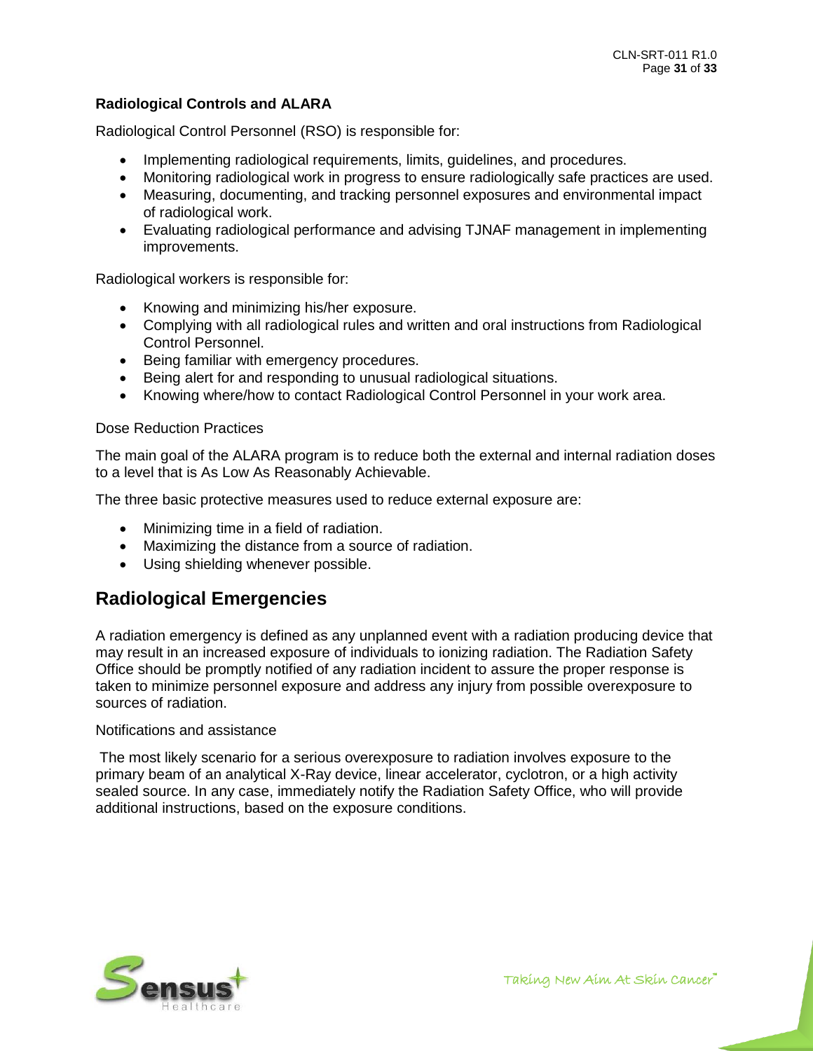### Radiological Controls and ALARA

Radiological Control Personnel (RSO) is responsible for:

- Implementing radiological requirements, limits, guidelines, and procedures.
- Monitoring radiological work in progress to ensure radiologically safe practices are used.
- Measuring, documenting, and tracking personnel exposures and environmental impact of radiological work.
- Evaluating radiological performance and advising TJNAF management in implementing improvements.

Radiological workers is responsible for:

- Knowing and minimizing his/her exposure.
- Complying with all radiological rules and written and oral instructions from Radiological Control Personnel.
- Being familiar with emergency procedures.
- Being alert for and responding to unusual radiological situations.
- Knowing where/how to contact Radiological Control Personnel in your work area.

Dose Reduction Practices

The main goal of the ALARA program is to reduce both the external and internal radiation doses to a level that is As Low As Reasonably Achievable.

The three basic protective measures used to reduce external exposure are:

- Minimizing time in a field of radiation.
- Maximizing the distance from a source of radiation.
- Using shielding whenever possible.

## Radiological Emergencies

A radiation emergency is defined as any unplanned event with a radiation producing device that may result in an increased exposure of individuals to ionizing radiation. The Radiation Safety Office should be promptly notified of any radiation incident to assure the proper response is taken to minimize personnel exposure and address any injury from possible overexposure to sources of radiation.

Notifications and assistance

The most likely scenario for a serious overexposure to radiation involves exposure to the primary beam of an analytical X-Ray device, linear accelerator, cyclotron, or a high activity sealed source. In any case, immediately notify the Radiation Safety Office, who will provide additional instructions, based on the exposure conditions.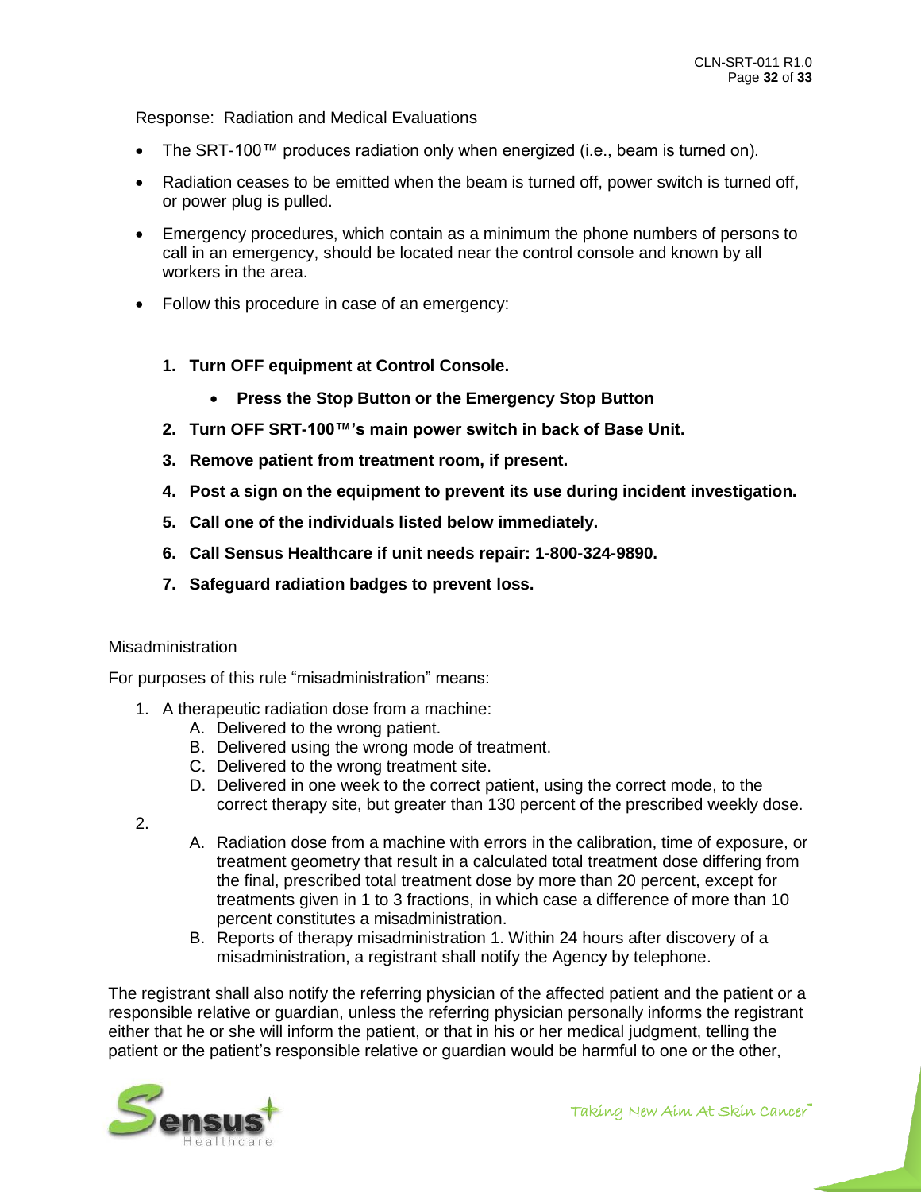Response: Radiation and Medical Evaluations

- The SRT-100™ produces radiation only when energized (i.e., beam is turned on).
- Radiation ceases to be emitted when the beam is turned off, power switch is turned off, or power plug is pulled.
- Emergency procedures, which contain as a minimum the phone numbers of persons to call in an emergency, should be located near the control console and known by all workers in the area.
- Follow this procedure in case of an emergency:

1. **Turn OFF equipment at Control Console.**
   - **Press the Stop Button or the Emergency Stop Button**
2. **Turn OFF SRT-100™'s main power switch in back of Base Unit.**
3. **Remove patient from treatment room, if present.**
4. **Post a sign on the equipment to prevent its use during incident investigation.**
5. **Call one of the individuals listed below immediately.**
6. **Call Sensus Healthcare if unit needs repair: 1-800-324-9890.**
7. **Safeguard radiation badges to prevent loss.**

Misadministration

For purposes of this rule "misadministration" means:

1. A therapeutic radiation dose from a machine:
   A. Delivered to the wrong patient.
   B. Delivered using the wrong mode of treatment.
   C. Delivered to the wrong treatment site.
   D. Delivered in one week to the correct patient, using the correct mode, to the correct therapy site, but greater than 130 percent of the prescribed weekly dose.
2. 
   A. Radiation dose from a machine with errors in the calibration, time of exposure, or treatment geometry that result in a calculated total treatment dose differing from the final, prescribed total treatment dose by more than 20 percent, except for treatments given in 1 to 3 fractions, in which case a difference of more than 10 percent constitutes a misadministration.
   B. Reports of therapy misadministration 1. Within 24 hours after discovery of a misadministration, a registrant shall notify the Agency by telephone.

The registrant shall also notify the referring physician of the affected patient and the patient or a responsible relative or guardian, unless the referring physician personally informs the registrant either that he or she will inform the patient, or that in his or her medical judgment, telling the patient or the patient's responsible relative or guardian would be harmful to one or the other,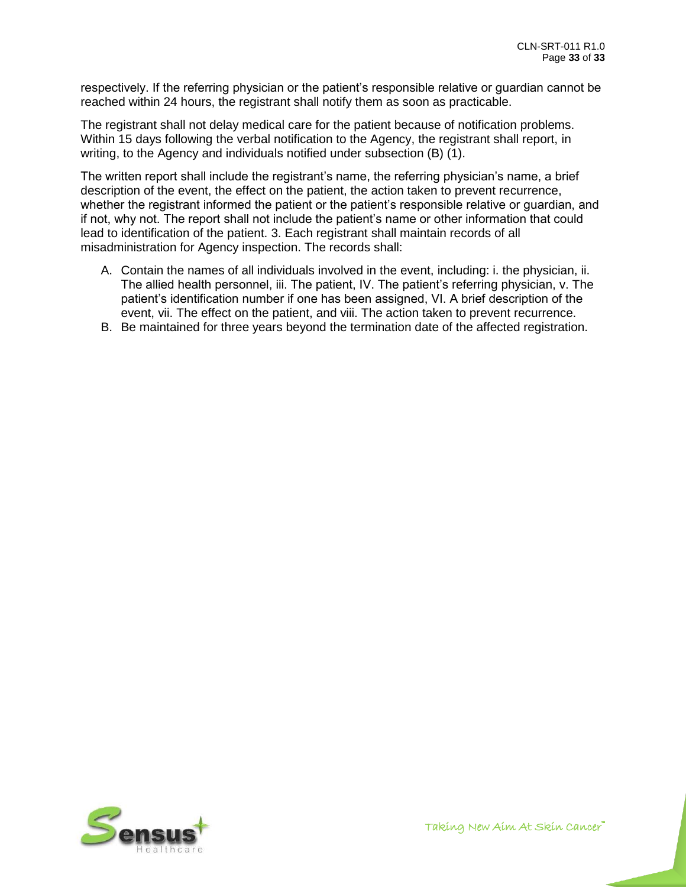respectively. If the referring physician or the patient's responsible relative or guardian cannot be reached within 24 hours, the registrant shall notify them as soon as practicable.

The registrant shall not delay medical care for the patient because of notification problems. Within 15 days following the verbal notification to the Agency, the registrant shall report, in writing, to the Agency and individuals notified under subsection (B) (1).

The written report shall include the registrant's name, the referring physician's name, a brief description of the event, the effect on the patient, the action taken to prevent recurrence, whether the registrant informed the patient or the patient's responsible relative or guardian, and if not, why not. The report shall not include the patient's name or other information that could lead to identification of the patient. 3. Each registrant shall maintain records of all misadministration for Agency inspection. The records shall:

A. Contain the names of all individuals involved in the event, including: i. the physician, ii. The allied health personnel, iii. The patient, IV. The patient's referring physician, v. The patient's identification number if one has been assigned, VI. A brief description of the event, vii. The effect on the patient, and viii. The action taken to prevent recurrence.
B. Be maintained for three years beyond the termination date of the affected registration.